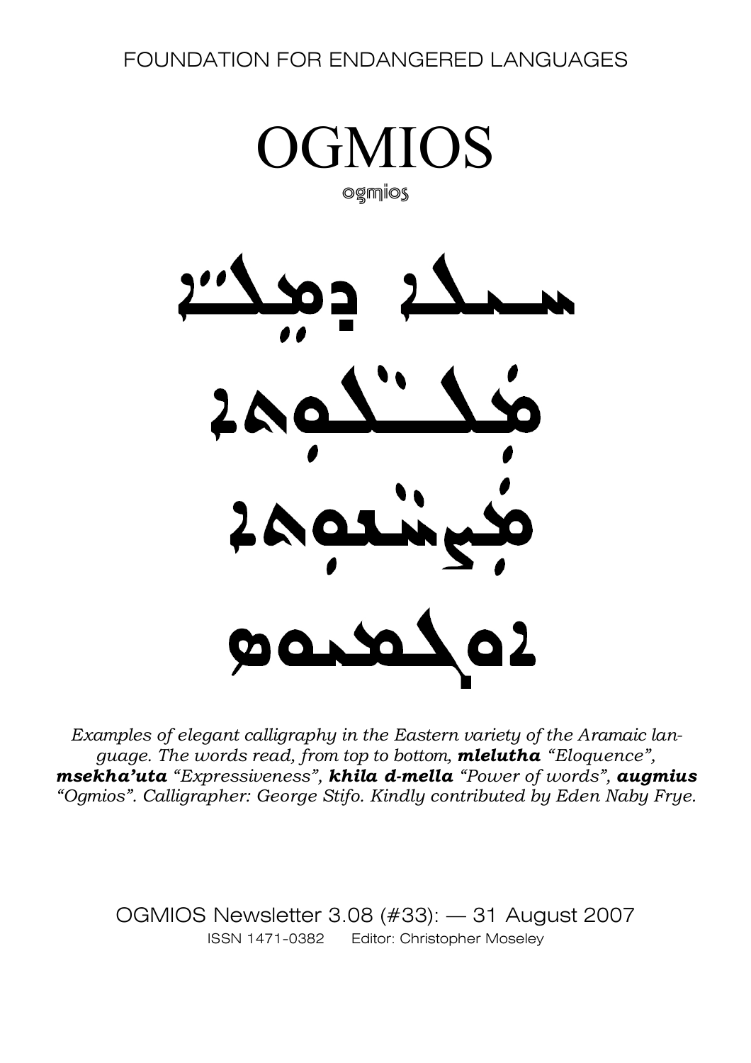FOUNDATION FOR ENDANGERED LANGUAGES

# OGMIOS

ogmios

*Examples of elegant calligraphy in the Eastern variety of the Aramaic language. The words read, from top to bottom,* ***mlelutha*** *"Eloquence",* ***msekha'uta*** *"Expressiveness",* ***khila d-mella*** *"Power of words",* ***augmius*** *"Ogmios". Calligrapher: George Stifo. Kindly contributed by Eden Naby Frye.*

OGMIOS Newsletter 3.08 (#33): — 31 August 2007

ISSN 1471-0382 Editor: Christopher Moseley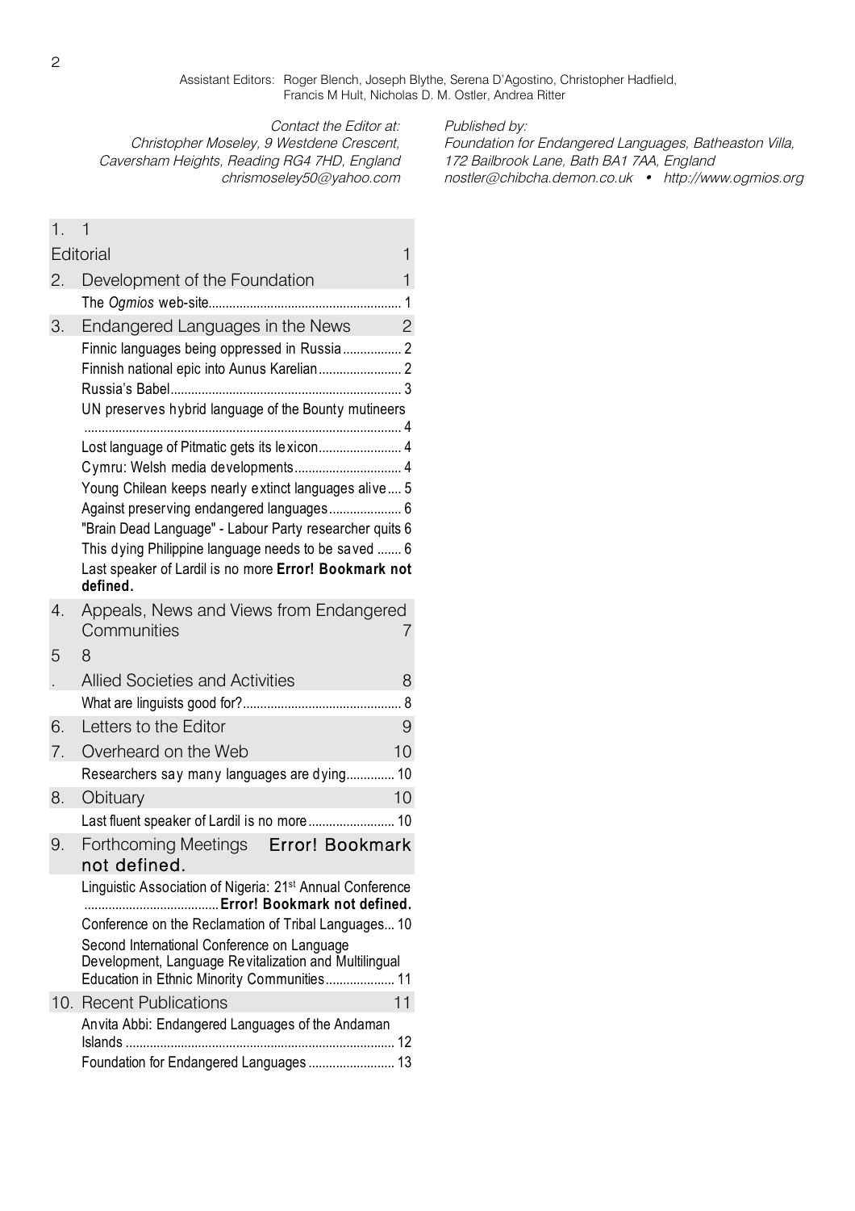Assistant Editors: Roger Blench, Joseph Blythe, Serena D'Agostino, Christopher Hadfield, Francis M Hult, Nicholas D. M. Ostler, Andrea Ritter

*Contact the Editor at:*
*Christopher Moseley, 9 Westdene Crescent, Caversham Heights, Reading RG4 7HD, England*
*chrismoseley50@yahoo.com*

*Published by:*
*Foundation for Endangered Languages, Batheaston Villa, 172 Bailbrook Lane, Bath BA1 7AA, England*
*nostler@chibcha.demon.co.uk • http://www.ogmios.org*

1. 1
Editorial 1
2. Development of the Foundation 1
   - The *Ogmios* web-site 1
3. Endangered Languages in the News 2
   - Finnic languages being oppressed in Russia 2
   - Finnish national epic into Aunus Karelian 2
   - Russia's Babel 3
   - UN preserves hybrid language of the Bounty mutineers 4
   - Lost language of Pitmatic gets its lexicon 4
   - Cymru: Welsh media developments 4
   - Young Chilean keeps nearly extinct languages alive 5
   - Against preserving endangered languages 6
   - "Brain Dead Language" - Labour Party researcher quits 6
   - This dying Philippine language needs to be saved 6
   - Last speaker of Lardil is no more **Error! Bookmark not defined.**
4. Appeals, News and Views from Endangered Communities 7
5. 8
   Allied Societies and Activities 8
   - What are linguists good for? 8
6. Letters to the Editor 9
7. Overheard on the Web 10
   - Researchers say many languages are dying 10
8. Obituary 10
   - Last fluent speaker of Lardil is no more 10
9. Forthcoming Meetings **Error! Bookmark not defined.**
   - Linguistic Association of Nigeria: 21st Annual Conference **Error! Bookmark not defined.**
   - Conference on the Reclamation of Tribal Languages 10
   - Second International Conference on Language Development, Language Revitalization and Multilingual Education in Ethnic Minority Communities 11
10. Recent Publications 11
   - Anvita Abbi: Endangered Languages of the Andaman Islands 12
   - Foundation for Endangered Languages 13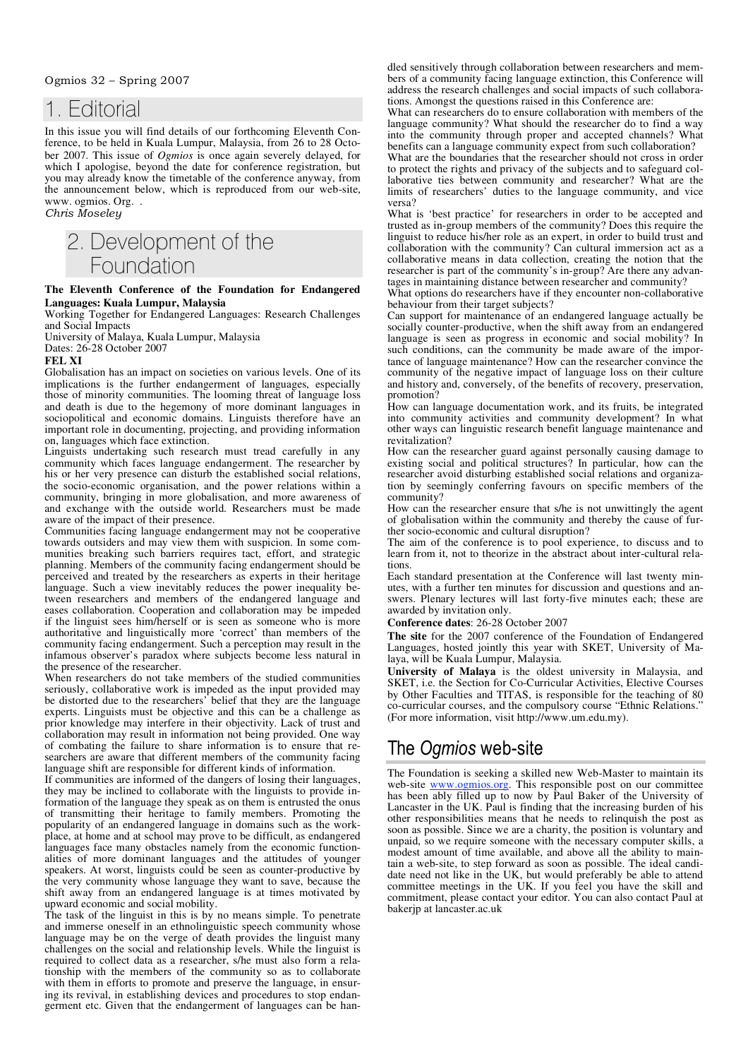# 1. Editorial

In this issue you will find details of our forthcoming Eleventh Conference, to be held in Kuala Lumpur, Malaysia, from 26 to 28 October 2007. This issue of *Ogmios* is once again severely delayed, for which I apologise, beyond the date for conference registration, but you may already know the timetable of the conference anyway, from the announcement below, which is reproduced from our web-site, www. ogmios. Org. .

*Chris Moseley*

# 2. Development of the Foundation

**The Eleventh Conference of the Foundation for Endangered Languages: Kuala Lumpur, Malaysia**

Working Together for Endangered Languages: Research Challenges and Social Impacts

University of Malaya, Kuala Lumpur, Malaysia

Dates: 26-28 October 2007

**FEL XI**

Globalisation has an impact on societies on various levels. One of its implications is the further endangerment of languages, especially those of minority communities. The looming threat of language loss and death is due to the hegemony of more dominant languages in sociopolitical and economic domains. Linguists therefore have an important role in documenting, projecting, and providing information on, languages which face extinction.

Linguists undertaking such research must tread carefully in any community which faces language endangerment. The researcher by his or her very presence can disturb the established social relations, the socio-economic organisation, and the power relations within a community, bringing in more globalisation, and more awareness of and exchange with the outside world. Researchers must be made aware of the impact of their presence.

Communities facing language endangerment may not be cooperative towards outsiders and may view them with suspicion. In some communities breaking such barriers requires tact, effort, and strategic planning. Members of the community facing endangerment should be perceived and treated by the researchers as experts in their heritage language. Such a view inevitably reduces the power inequality between researchers and members of the endangered language and eases collaboration. Cooperation and collaboration may be impeded if the linguist sees him/herself or is seen as someone who is more authoritative and linguistically more 'correct' than members of the community facing endangerment. Such a perception may result in the infamous observer's paradox where subjects become less natural in the presence of the researcher.

When researchers do not take members of the studied communities seriously, collaborative work is impeded as the input provided may be distorted due to the researchers' belief that they are the language experts. Linguists must be objective and this can be a challenge as prior knowledge may interfere in their objectivity. Lack of trust and collaboration may result in information not being provided. One way of combating the failure to share information is to ensure that researchers are aware that different members of the community facing language shift are responsible for different kinds of information.

If communities are informed of the dangers of losing their languages, they may be inclined to collaborate with the linguists to provide information of the language they speak as on them is entrusted the onus of transmitting their heritage to family members. Promoting the popularity of an endangered language in domains such as the workplace, at home and at school may prove to be difficult, as endangered languages face many obstacles namely from the economic functionalities of more dominant languages and the attitudes of younger speakers. At worst, linguists could be seen as counter-productive by the very community whose language they want to save, because the shift away from an endangered language is at times motivated by upward economic and social mobility.

The task of the linguist in this is by no means simple. To penetrate and immerse oneself in an ethnolinguistic speech community whose language may be on the verge of death provides the linguist many challenges on the social and relationship levels. While the linguist is required to collect data as a researcher, s/he must also form a relationship with the members of the community so as to collaborate with them in efforts to promote and preserve the language, in ensuring its revival, in establishing devices and procedures to stop endangerment etc. Given that the endangerment of languages can be handled sensitively through collaboration between researchers and members of a community facing language extinction, this Conference will address the research challenges and social impacts of such collaborations. Amongst the questions raised in this Conference are:

What can researchers do to ensure collaboration with members of the language community? What should the researcher do to find a way into the community through proper and accepted channels? What benefits can a language community expect from such collaboration?

What are the boundaries that the researcher should not cross in order to protect the rights and privacy of the subjects and to safeguard collaborative ties between community and researcher? What are the limits of researchers' duties to the language community, and vice versa?

What is 'best practice' for researchers in order to be accepted and trusted as in-group members of the community? Does this require the linguist to reduce his/her role as an expert, in order to build trust and collaboration with the community? Can cultural immersion act as a collaborative means in data collection, creating the notion that the researcher is part of the community's in-group? Are there any advantages in maintaining distance between researcher and community?

What options do researchers have if they encounter non-collaborative behaviour from their target subjects?

Can support for maintenance of an endangered language actually be socially counter-productive, when the shift away from an endangered language is seen as progress in economic and social mobility? In such conditions, can the community be made aware of the importance of language maintenance? How can the researcher convince the community of the negative impact of language loss on their culture and history and, conversely, of the benefits of recovery, preservation, promotion?

How can language documentation work, and its fruits, be integrated into community activities and community development? In what other ways can linguistic research benefit language maintenance and revitalization?

How can the researcher guard against personally causing damage to existing social and political structures? In particular, how can the researcher avoid disturbing established social relations and organization by seemingly conferring favours on specific members of the community?

How can the researcher ensure that s/he is not unwittingly the agent of globalisation within the community and thereby the cause of further socio-economic and cultural disruption?

The aim of the conference is to pool experience, to discuss and to learn from it, not to theorize in the abstract about inter-cultural relations.

Each standard presentation at the Conference will last twenty minutes, with a further ten minutes for discussion and questions and answers. Plenary lectures will last forty-five minutes each; these are awarded by invitation only.

**Conference dates**: 26-28 October 2007

**The site** for the 2007 conference of the Foundation of Endangered Languages, hosted jointly this year with SKET, University of Malaya, will be Kuala Lumpur, Malaysia.

**University of Malaya** is the oldest university in Malaysia, and SKET, i.e. the Section for Co-Curricular Activities, Elective Courses by Other Faculties and TITAS, is responsible for the teaching of 80 co-curricular courses, and the compulsory course "Ethnic Relations." (For more information, visit http://www.um.edu.my).

# The *Ogmios* web-site

The Foundation is seeking a skilled new Web-Master to maintain its web-site www.ogmios.org. This responsible post on our committee has been ably filled up to now by Paul Baker of the University of Lancaster in the UK. Paul is finding that the increasing burden of his other responsibilities means that he needs to relinquish the post as soon as possible. Since we are a charity, the position is voluntary and unpaid, so we require someone with the necessary computer skills, a modest amount of time available, and above all the ability to maintain a web-site, to step forward as soon as possible. The ideal candidate need not like in the UK, but would preferably be able to attend committee meetings in the UK. If you feel you have the skill and commitment, please contact your editor. You can also contact Paul at bakerjp at lancaster.ac.uk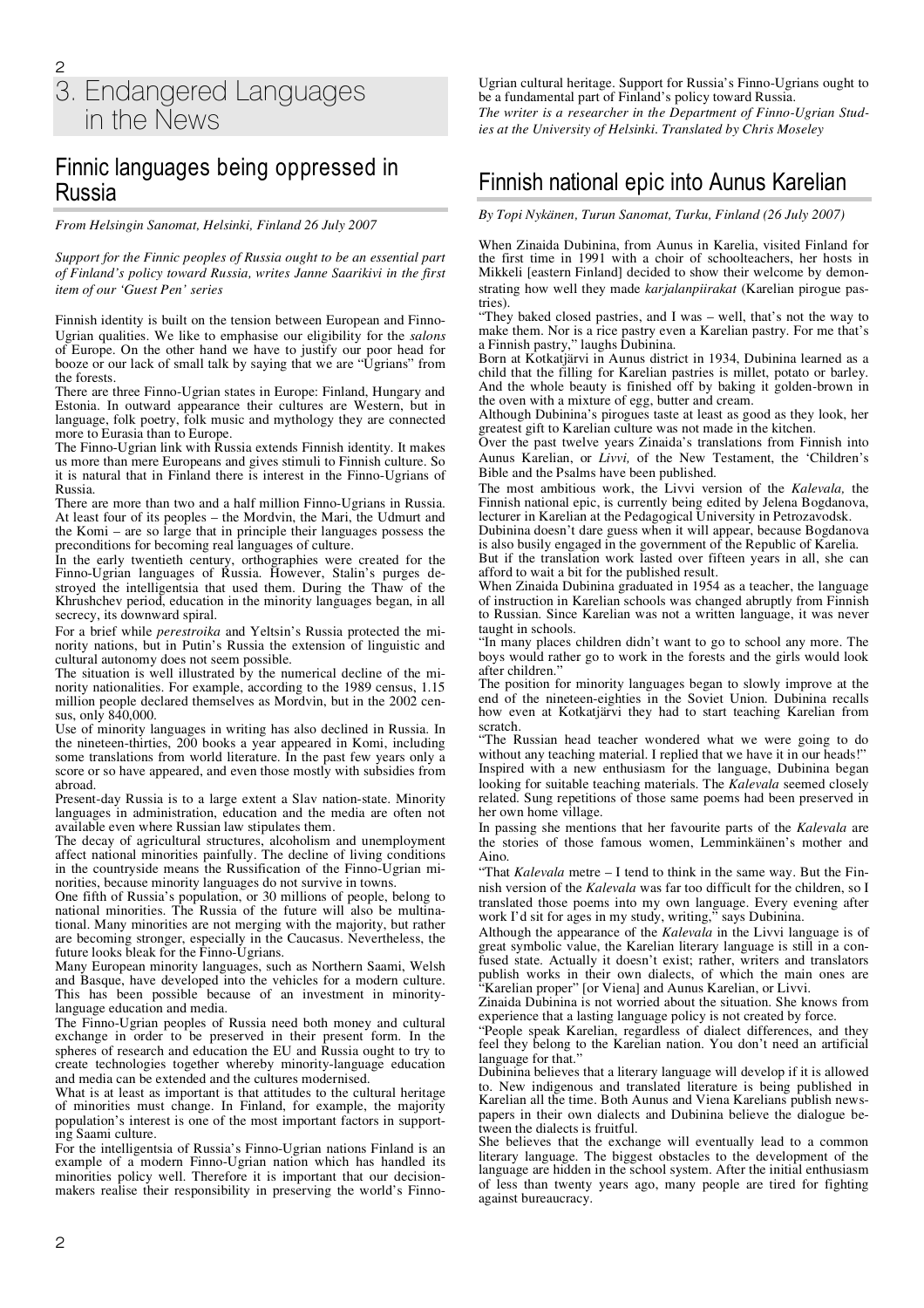# 3. Endangered Languages in the News

## Finnic languages being oppressed in Russia

*From Helsingin Sanomat, Helsinki, Finland 26 July 2007*

*Support for the Finnic peoples of Russia ought to be an essential part of Finland's policy toward Russia, writes Janne Saarikivi in the first item of our 'Guest Pen' series*

Finnish identity is built on the tension between European and Finno-Ugrian qualities. We like to emphasise our eligibility for the *salons* of Europe. On the other hand we have to justify our poor head for booze or our lack of small talk by saying that we are "Ugrians" from the forests.

There are three Finno-Ugrian states in Europe: Finland, Hungary and Estonia. In outward appearance their cultures are Western, but in language, folk poetry, folk music and mythology they are connected more to Eurasia than to Europe.

The Finno-Ugrian link with Russia extends Finnish identity. It makes us more than mere Europeans and gives stimuli to Finnish culture. So it is natural that in Finland there is interest in the Finno-Ugrians of Russia.

There are more than two and a half million Finno-Ugrians in Russia. At least four of its peoples – the Mordvin, the Mari, the Udmurt and the Komi – are so large that in principle their languages possess the preconditions for becoming real languages of culture.

In the early twentieth century, orthographies were created for the Finno-Ugrian languages of Russia. However, Stalin's purges destroyed the intelligentsia that used them. During the Thaw of the Khrushchev period, education in the minority languages began, in all secrecy, its downward spiral.

For a brief while *perestroika* and Yeltsin's Russia protected the minority nations, but in Putin's Russia the extension of linguistic and cultural autonomy does not seem possible.

The situation is well illustrated by the numerical decline of the minority nationalities. For example, according to the 1989 census, 1.15 million people declared themselves as Mordvin, but in the 2002 census, only 840,000.

Use of minority languages in writing has also declined in Russia. In the nineteen-thirties, 200 books a year appeared in Komi, including some translations from world literature. In the past few years only a score or so have appeared, and even those mostly with subsidies from abroad.

Present-day Russia is to a large extent a Slav nation-state. Minority languages in administration, education and the media are often not available even where Russian law stipulates them.

The decay of agricultural structures, alcoholism and unemployment affect national minorities painfully. The decline of living conditions in the countryside means the Russification of the Finno-Ugrian minorities, because minority languages do not survive in towns.

One fifth of Russia's population, or 30 millions of people, belong to national minorities. The Russia of the future will also be multinational. Many minorities are not merging with the majority, but rather are becoming stronger, especially in the Caucasus. Nevertheless, the future looks bleak for the Finno-Ugrians.

Many European minority languages, such as Northern Saami, Welsh and Basque, have developed into the vehicles for a modern culture. This has been possible because of an investment in minority-language education and media.

The Finno-Ugrian peoples of Russia need both money and cultural exchange in order to be preserved in their present form. In the spheres of research and education the EU and Russia ought to try to create technologies together whereby minority-language education and media can be extended and the cultures modernised.

What is at least as important is that attitudes to the cultural heritage of minorities must change. In Finland, for example, the majority population's interest is one of the most important factors in supporting Saami culture.

For the intelligentsia of Russia's Finno-Ugrian nations Finland is an example of a modern Finno-Ugrian nation which has handled its minorities policy well. Therefore it is important that our decision-makers realise their responsibility in preserving the world's Finno-Ugrian cultural heritage. Support for Russia's Finno-Ugrians ought to be a fundamental part of Finland's policy toward Russia.

*The writer is a researcher in the Department of Finno-Ugrian Studies at the University of Helsinki. Translated by Chris Moseley*

## Finnish national epic into Aunus Karelian

*By Topi Nykänen, Turun Sanomat, Turku, Finland (26 July 2007)*

When Zinaida Dubinina, from Aunus in Karelia, visited Finland for the first time in 1991 with a choir of schoolteachers, her hosts in Mikkeli [eastern Finland] decided to show their welcome by demonstrating how well they made *karjalanpiirakat* (Karelian pirogue pastries).

"They baked closed pastries, and I was – well, that's not the way to make them. Nor is a rice pastry even a Karelian pastry. For me that's a Finnish pastry," laughs Dubinina.

Born at Kotkatjärvi in Aunus district in 1934, Dubinina learned as a child that the filling for Karelian pastries is millet, potato or barley. And the whole beauty is finished off by baking it golden-brown in the oven with a mixture of egg, butter and cream.

Although Dubinina's pirogues taste at least as good as they look, her greatest gift to Karelian culture was not made in the kitchen.

Over the past twelve years Zinaida's translations from Finnish into Aunus Karelian, or *Livvi,* of the New Testament, the 'Children's Bible and the Psalms have been published.

The most ambitious work, the Livvi version of the *Kalevala,* the Finnish national epic, is currently being edited by Jelena Bogdanova, lecturer in Karelian at the Pedagogical University in Petrozavodsk.

Dubinina doesn't dare guess when it will appear, because Bogdanova is also busily engaged in the government of the Republic of Karelia.

But if the translation work lasted over fifteen years in all, she can afford to wait a bit for the published result.

When Zinaida Dubinina graduated in 1954 as a teacher, the language of instruction in Karelian schools was changed abruptly from Finnish to Russian. Since Karelian was not a written language, it was never taught in schools.

"In many places children didn't want to go to school any more. The boys would rather go to work in the forests and the girls would look after children."

The position for minority languages began to slowly improve at the end of the nineteen-eighties in the Soviet Union. Dubinina recalls how even at Kotkatjärvi they had to start teaching Karelian from scratch.

"The Russian head teacher wondered what we were going to do without any teaching material. I replied that we have it in our heads!"

Inspired with a new enthusiasm for the language, Dubinina began looking for suitable teaching materials. The *Kalevala* seemed closely related. Sung repetitions of those same poems had been preserved in her own home village.

In passing she mentions that her favourite parts of the *Kalevala* are the stories of those famous women, Lemminkäinen's mother and Aino.

"That *Kalevala* metre – I tend to think in the same way. But the Finnish version of the *Kalevala* was far too difficult for the children, so I translated those poems into my own language. Every evening after work I'd sit for ages in my study, writing," says Dubinina.

Although the appearance of the *Kalevala* in the Livvi language is of great symbolic value, the Karelian literary language is still in a confused state. Actually it doesn't exist; rather, writers and translators publish works in their own dialects, of which the main ones are "Karelian proper" [or Viena] and Aunus Karelian, or Livvi.

Zinaida Dubinina is not worried about the situation. She knows from experience that a lasting language policy is not created by force.

"People speak Karelian, regardless of dialect differences, and they feel they belong to the Karelian nation. You don't need an artificial language for that."

Dubinina believes that a literary language will develop if it is allowed to. New indigenous and translated literature is being published in Karelian all the time. Both Aunus and Viena Karelians publish newspapers in their own dialects and Dubinina believe the dialogue between the dialects is fruitful.

She believes that the exchange will eventually lead to a common literary language. The biggest obstacles to the development of the language are hidden in the school system. After the initial enthusiasm of less than twenty years ago, many people are tired for fighting against bureaucracy.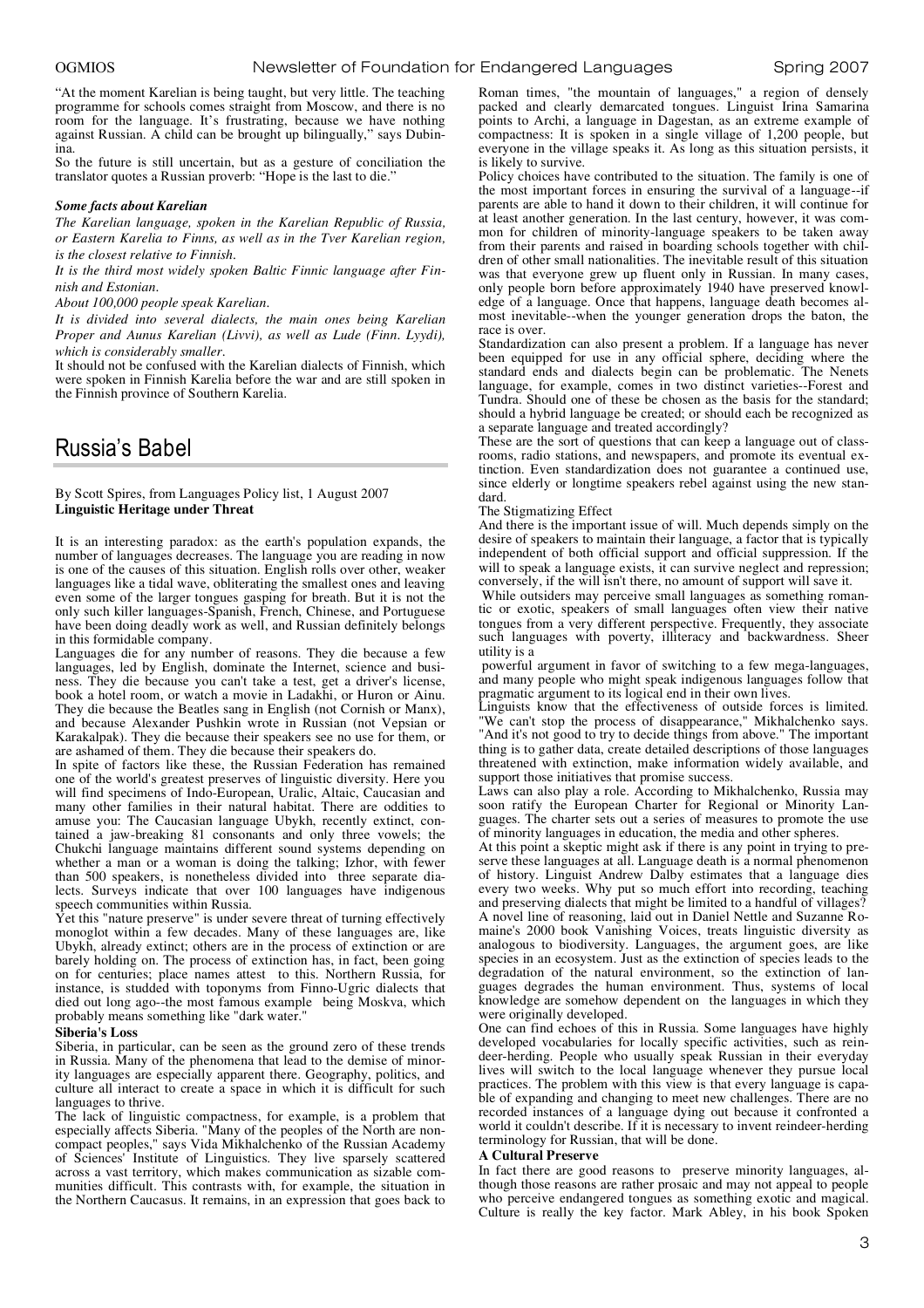"At the moment Karelian is being taught, but very little. The teaching programme for schools comes straight from Moscow, and there is no room for the language. It's frustrating, because we have nothing against Russian. A child can be brought up bilingually," says Dubinina.

So the future is still uncertain, but as a gesture of conciliation the translator quotes a Russian proverb: "Hope is the last to die."

***Some facts about Karelian***

*The Karelian language, spoken in the Karelian Republic of Russia, or Eastern Karelia to Finns, as well as in the Tver Karelian region, is the closest relative to Finnish.*

*It is the third most widely spoken Baltic Finnic language after Finnish and Estonian.*

*About 100,000 people speak Karelian.*

*It is divided into several dialects, the main ones being Karelian Proper and Aunus Karelian (Livvi), as well as Lude (Finn. Lyydi), which is considerably smaller.*

It should not be confused with the Karelian dialects of Finnish, which were spoken in Finnish Karelia before the war and are still spoken in the Finnish province of Southern Karelia.

# Russia's Babel

By Scott Spires, from Languages Policy list, 1 August 2007
**Linguistic Heritage under Threat**

It is an interesting paradox: as the earth's population expands, the number of languages decreases. The language you are reading in now is one of the causes of this situation. English rolls over other, weaker languages like a tidal wave, obliterating the smallest ones and leaving even some of the larger tongues gasping for breath. But it is not the only such killer languages-Spanish, French, Chinese, and Portuguese have been doing deadly work as well, and Russian definitely belongs in this formidable company.

Languages die for any number of reasons. They die because a few languages, led by English, dominate the Internet, science and business. They die because you can't take a test, get a driver's license, book a hotel room, or watch a movie in Ladakhi, or Huron or Ainu. They die because the Beatles sang in English (not Cornish or Manx), and because Alexander Pushkin wrote in Russian (not Vepsian or Karakalpak). They die because their speakers see no use for them, or are ashamed of them. They die because their speakers do.

In spite of factors like these, the Russian Federation has remained one of the world's greatest preserves of linguistic diversity. Here you will find specimens of Indo-European, Uralic, Altaic, Caucasian and many other families in their natural habitat. There are oddities to amuse you: The Caucasian language Ubykh, recently extinct, contained a jaw-breaking 81 consonants and only three vowels; the Chukchi language maintains different sound systems depending on whether a man or a woman is doing the talking; Izhor, with fewer than 500 speakers, is nonetheless divided into three separate dialects. Surveys indicate that over 100 languages have indigenous speech communities within Russia.

Yet this "nature preserve" is under severe threat of turning effectively monoglot within a few decades. Many of these languages are, like Ubykh, already extinct; others are in the process of extinction or are barely holding on. The process of extinction has, in fact, been going on for centuries; place names attest to this. Northern Russia, for instance, is studded with toponyms from Finno-Ugric dialects that died out long ago--the most famous example being Moskva, which probably means something like "dark water."

**Siberia's Loss**

Siberia, in particular, can be seen as the ground zero of these trends in Russia. Many of the phenomena that lead to the demise of minority languages are especially apparent there. Geography, politics, and culture all interact to create a space in which it is difficult for such languages to thrive.

The lack of linguistic compactness, for example, is a problem that especially affects Siberia. "Many of the peoples of the North are non-compact peoples," says Vida Mikhalchenko of the Russian Academy of Sciences' Institute of Linguistics. They live sparsely scattered across a vast territory, which makes communication as sizable communities difficult. This contrasts with, for example, the situation in the Northern Caucasus. It remains, in an expression that goes back to Roman times, "the mountain of languages," a region of densely packed and clearly demarcated tongues. Linguist Irina Samarina points to Archi, a language in Dagestan, as an extreme example of compactness: It is spoken in a single village of 1,200 people, but everyone in the village speaks it. As long as this situation persists, it is likely to survive.

Policy choices have contributed to the situation. The family is one of the most important forces in ensuring the survival of a language--if parents are able to hand it down to their children, it will continue for at least another generation. In the last century, however, it was common for children of minority-language speakers to be taken away from their parents and raised in boarding schools together with children of other small nationalities. The inevitable result of this situation was that everyone grew up fluent only in Russian. In many cases, only people born before approximately 1940 have preserved knowledge of a language. Once that happens, language death becomes almost inevitable--when the younger generation drops the baton, the race is over.

Standardization can also present a problem. If a language has never been equipped for use in any official sphere, deciding where the standard ends and dialects begin can be problematic. The Nenets language, for example, comes in two distinct varieties--Forest and Tundra. Should one of these be chosen as the basis for the standard; should a hybrid language be created; or should each be recognized as a separate language and treated accordingly?

These are the sort of questions that can keep a language out of classrooms, radio stations, and newspapers, and promote its eventual extinction. Even standardization does not guarantee a continued use, since elderly or longtime speakers rebel against using the new standard.

The Stigmatizing Effect

And there is the important issue of will. Much depends simply on the desire of speakers to maintain their language, a factor that is typically independent of both official support and official suppression. If the will to speak a language exists, it can survive neglect and repression; conversely, if the will isn't there, no amount of support will save it.

While outsiders may perceive small languages as something romantic or exotic, speakers of small languages often view their native tongues from a very different perspective. Frequently, they associate such languages with poverty, illiteracy and backwardness. Sheer utility is a powerful argument in favor of switching to a few mega-languages, and many people who might speak indigenous languages follow that pragmatic argument to its logical end in their own lives.

Linguists know that the effectiveness of outside forces is limited. "We can't stop the process of disappearance," Mikhalchenko says. "And it's not good to try to decide things from above." The important thing is to gather data, create detailed descriptions of those languages threatened with extinction, make information widely available, and support those initiatives that promise success.

Laws can also play a role. According to Mikhalchenko, Russia may soon ratify the European Charter for Regional or Minority Languages. The charter sets out a series of measures to promote the use of minority languages in education, the media and other spheres.

At this point a skeptic might ask if there is any point in trying to preserve these languages at all. Language death is a normal phenomenon of history. Linguist Andrew Dalby estimates that a language dies every two weeks. Why put so much effort into recording, teaching and preserving dialects that might be limited to a handful of villages? A novel line of reasoning, laid out in Daniel Nettle and Suzanne Romaine's 2000 book Vanishing Voices, treats linguistic diversity as analogous to biodiversity. Languages, the argument goes, are like species in an ecosystem. Just as the extinction of species leads to the degradation of the natural environment, so the extinction of languages degrades the human environment. Thus, systems of local knowledge are somehow dependent on the languages in which they were originally developed.

One can find echoes of this in Russia. Some languages have highly developed vocabularies for locally specific activities, such as reindeer-herding. People who usually speak Russian in their everyday lives will switch to the local language whenever they pursue local practices. The problem with this view is that every language is capable of expanding and changing to meet new challenges. There are no recorded instances of a language dying out because it confronted a world it couldn't describe. If it is necessary to invent reindeer-herding terminology for Russian, that will be done.

**A Cultural Preserve**

In fact there are good reasons to preserve minority languages, although those reasons are rather prosaic and may not appeal to people who perceive endangered tongues as something exotic and magical. Culture is really the key factor. Mark Abley, in his book Spoken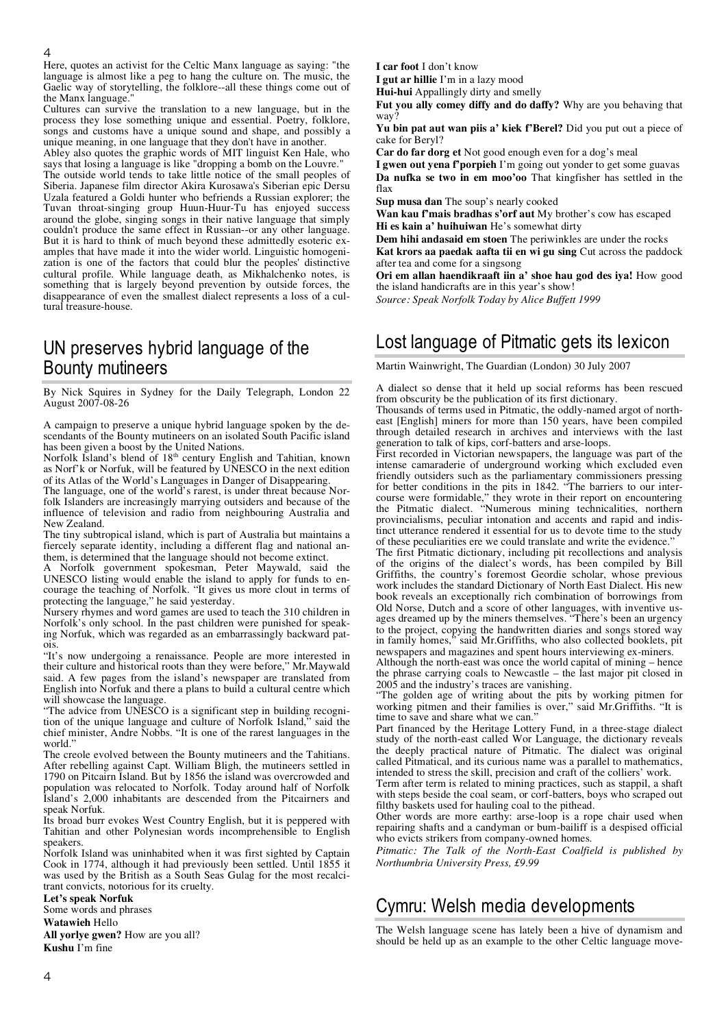Here, quotes an activist for the Celtic Manx language as saying: "the language is almost like a peg to hang the culture on. The music, the Gaelic way of storytelling, the folklore--all these things come out of the Manx language."

Cultures can survive the translation to a new language, but in the process they lose something unique and essential. Poetry, folklore, songs and customs have a unique sound and shape, and possibly a unique meaning, in one language that they don't have in another.

Abley also quotes the graphic words of MIT linguist Ken Hale, who says that losing a language is like "dropping a bomb on the Louvre." The outside world tends to take little notice of the small peoples of Siberia. Japanese film director Akira Kurosawa's Siberian epic Dersu Uzala featured a Goldi hunter who befriends a Russian explorer; the Tuvan throat-singing group Huun-Huur-Tu has enjoyed success around the globe, singing songs in their native language that simply couldn't produce the same effect in Russian--or any other language. But it is hard to think of much beyond these admittedly esoteric examples that have made it into the wider world. Linguistic homogenization is one of the factors that could blur the peoples' distinctive cultural profile. While language death, as Mikhalchenko notes, is something that is largely beyond prevention by outside forces, the disappearance of even the smallest dialect represents a loss of a cultural treasure-house.

## UN preserves hybrid language of the Bounty mutineers

By Nick Squires in Sydney for the Daily Telegraph, London 22 August 2007-08-26

A campaign to preserve a unique hybrid language spoken by the descendants of the Bounty mutineers on an isolated South Pacific island has been given a boost by the United Nations.

Norfolk Island's blend of 18th century English and Tahitian, known as Norf'k or Norfuk, will be featured by UNESCO in the next edition of its Atlas of the World's Languages in Danger of Disappearing.

The language, one of the world's rarest, is under threat because Norfolk Islanders are increasingly marrying outsiders and because of the influence of television and radio from neighbouring Australia and New Zealand.

The tiny subtropical island, which is part of Australia but maintains a fiercely separate identity, including a different flag and national anthem, is determined that the language should not become extinct.

A Norfolk government spokesman, Peter Maywald, said the UNESCO listing would enable the island to apply for funds to encourage the teaching of Norfolk. "It gives us more clout in terms of protecting the language," he said yesterday.

Nursery rhymes and word games are used to teach the 310 children in Norfolk's only school. In the past children were punished for speaking Norfuk, which was regarded as an embarrassingly backward patois.

"It's now undergoing a renaissance. People are more interested in their culture and historical roots than they were before," Mr.Maywald said. A few pages from the island's newspaper are translated from English into Norfuk and there a plans to build a cultural centre which will showcase the language.

"The advice from UNESCO is a significant step in building recognition of the unique language and culture of Norfolk Island," said the chief minister, Andre Nobbs. "It is one of the rarest languages in the world."

The creole evolved between the Bounty mutineers and the Tahitians. After rebelling against Capt. William Bligh, the mutineers settled in 1790 on Pitcairn Island. But by 1856 the island was overcrowded and population was relocated to Norfolk. Today around half of Norfolk Island's 2,000 inhabitants are descended from the Pitcairners and speak Norfuk.

Its broad burr evokes West Country English, but it is peppered with Tahitian and other Polynesian words incomprehensible to English speakers.

Norfolk Island was uninhabited when it was first sighted by Captain Cook in 1774, although it had previously been settled. Until 1855 it was used by the British as a South Seas Gulag for the most recalcitrant convicts, notorious for its cruelty.

**Let's speak Norfuk**

Some words and phrases

**Watawieh** Hello

**All yorlye gwen?** How are you all?

**Kushu** I'm fine

**I car foot** I don't know

**I gut ar hillie** I'm in a lazy mood

**Hui-hui** Appallingly dirty and smelly

**Fut you ally comey diffy and do daffy?** Why are you behaving that way?

**Yu bin pat aut wan piis a' kiek f'Berel?** Did you put out a piece of cake for Beryl?

**Car do far dorg et** Not good enough even for a dog's meal

**I gwen out yena f'porpieh** I'm going out yonder to get some guavas

**Da nufka se two in em moo'oo** That kingfisher has settled in the flax

**Sup musa dan** The soup's nearly cooked

**Wan kau f'mais bradhas s'orf aut** My brother's cow has escaped

**Hi es kain a' huihuiwan** He's somewhat dirty

**Dem hihi andasaid em stoen** The periwinkles are under the rocks

**Kat krors aa paedak aafta tii en wi gu sing** Cut across the paddock after tea and come for a singsong

**Ori em allan haendikraaft iin a' shoe hau god des iya!** How good the island handicrafts are in this year's show!

*Source: Speak Norfolk Today by Alice Buffett 1999*

## Lost language of Pitmatic gets its lexicon

Martin Wainwright, The Guardian (London) 30 July 2007

A dialect so dense that it held up social reforms has been rescued from obscurity be the publication of its first dictionary.

Thousands of terms used in Pitmatic, the oddly-named argot of north-east [English] miners for more than 150 years, have been compiled through detailed research in archives and interviews with the last generation to talk of kips, corf-batters and arse-loops.

First recorded in Victorian newspapers, the language was part of the intense camaraderie of underground working which excluded even friendly outsiders such as the parliamentary commissioners pressing for better conditions in the pits in 1842. "The barriers to our intercourse were formidable," they wrote in their report on encountering the Pitmatic dialect. "Numerous mining technicalities, northern provincialisms, peculiar intonation and accents and rapid and indistinct utterance rendered it essential for us to devote time to the study of these peculiarities ere we could translate and write the evidence."

The first Pitmatic dictionary, including pit recollections and analysis of the origins of the dialect's words, has been compiled by Bill Griffiths, the country's foremost Geordie scholar, whose previous work includes the standard Dictionary of North East Dialect. His new book reveals an exceptionally rich combination of borrowings from Old Norse, Dutch and a score of other languages, with inventive usages dreamed up by the miners themselves. "There's been an urgency to the project, copying the handwritten diaries and songs stored way in family homes," said Mr.Griffiths, who also collected booklets, pit newspapers and magazines and spent hours interviewing ex-miners.

Although the north-east was once the world capital of mining – hence the phrase carrying coals to Newcastle – the last major pit closed in 2005 and the industry's traces are vanishing.

"The golden age of writing about the pits by working pitmen for working pitmen and their families is over," said Mr.Griffiths. "It is time to save and share what we can."

Part financed by the Heritage Lottery Fund, in a three-stage dialect study of the north-east called Wor Language, the dictionary reveals the deeply practical nature of Pitmatic. The dialect was original called Pitmatical, and its curious name was a parallel to mathematics, intended to stress the skill, precision and craft of the colliers' work.

Term after term is related to mining practices, such as stappil, a shaft with steps beside the coal seam, or corf-batters, boys who scraped out filthy baskets used for hauling coal to the pithead.

Other words are more earthy: arse-loop is a rope chair used when repairing shafts and a candyman or bum-bailiff is a despised official who evicts strikers from company-owned homes.

*Pitmatic: The Talk of the North-East Coalfield is published by Northumbria University Press, £9.99*

## Cymru: Welsh media developments

The Welsh language scene has lately been a hive of dynamism and should be held up as an example to the other Celtic language move-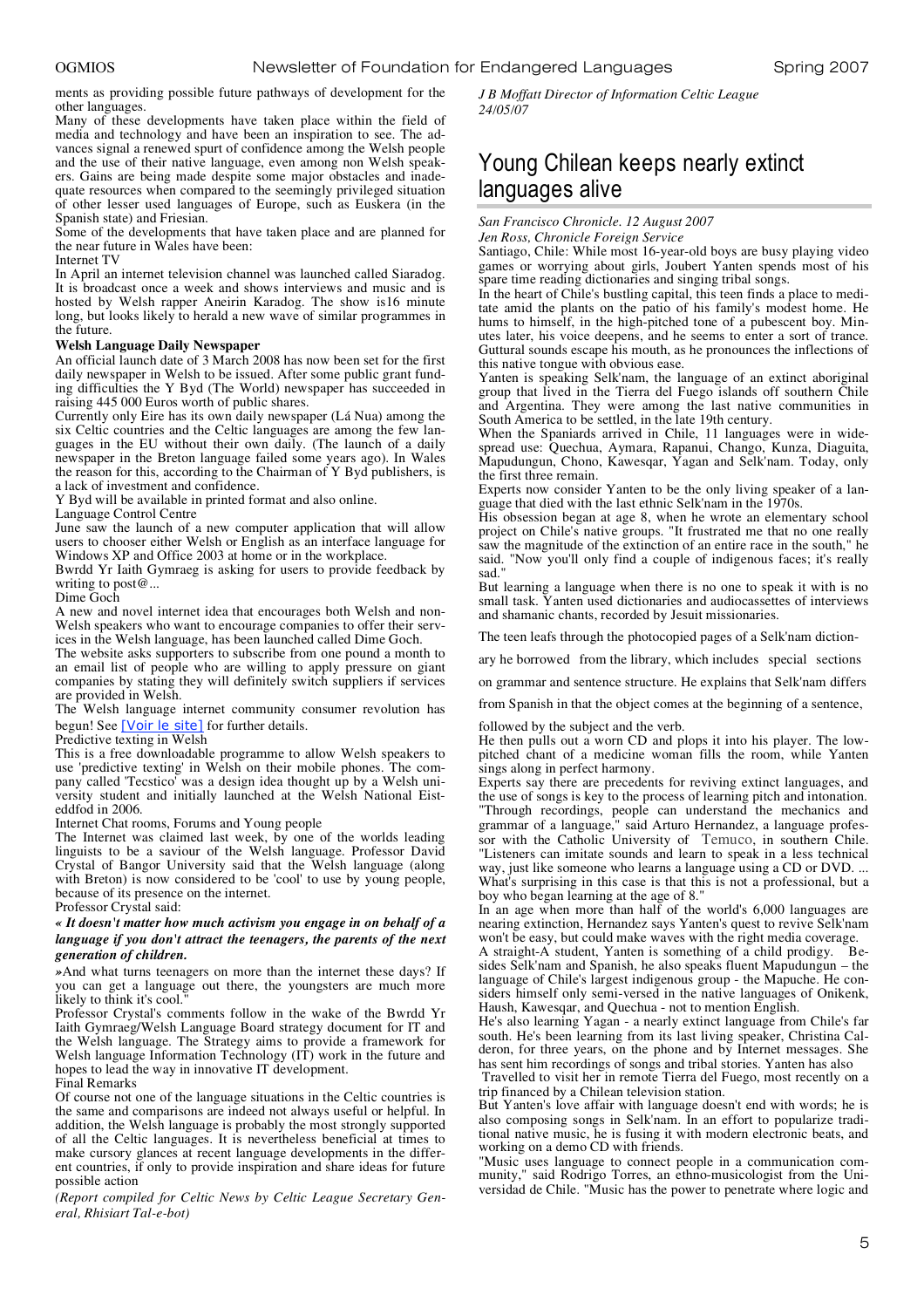ments as providing possible future pathways of development for the other languages.

Many of these developments have taken place within the field of media and technology and have been an inspiration to see. The advances signal a renewed spurt of confidence among the Welsh people and the use of their native language, even among non Welsh speakers. Gains are being made despite some major obstacles and inadequate resources when compared to the seemingly privileged situation of other lesser used languages of Europe, such as Euskera (in the Spanish state) and Friesian.

Some of the developments that have taken place and are planned for the near future in Wales have been:

Internet TV

In April an internet television channel was launched called Siaradog. It is broadcast once a week and shows interviews and music and is hosted by Welsh rapper Aneirin Karadog. The show is16 minute long, but looks likely to herald a new wave of similar programmes in the future.

**Welsh Language Daily Newspaper**

An official launch date of 3 March 2008 has now been set for the first daily newspaper in Welsh to be issued. After some public grant funding difficulties the Y Byd (The World) newspaper has succeeded in raising 445 000 Euros worth of public shares.

Currently only Eire has its own daily newspaper (Lá Nua) among the six Celtic countries and the Celtic languages are among the few languages in the EU without their own daily. (The launch of a daily newspaper in the Breton language failed some years ago). In Wales the reason for this, according to the Chairman of Y Byd publishers, is a lack of investment and confidence.

Y Byd will be available in printed format and also online.

Language Control Centre

June saw the launch of a new computer application that will allow users to chooser either Welsh or English as an interface language for Windows XP and Office 2003 at home or in the workplace.

Bwrdd Yr Iaith Gymraeg is asking for users to provide feedback by writing to post@...

Dime Goch

A new and novel internet idea that encourages both Welsh and non-Welsh speakers who want to encourage companies to offer their services in the Welsh language, has been launched called Dime Goch.

The website asks supporters to subscribe from one pound a month to an email list of people who are willing to apply pressure on giant companies by stating they will definitely switch suppliers if services are provided in Welsh.

The Welsh language internet community consumer revolution has begun! See [Voir le site] for further details.

Predictive texting in Welsh

This is a free downloadable programme to allow Welsh speakers to use 'predictive texting' in Welsh on their mobile phones. The company called 'Tecstico' was a design idea thought up by a Welsh university student and initially launched at the Welsh National Eisteddfod in 2006.

Internet Chat rooms, Forums and Young people

The Internet was claimed last week, by one of the worlds leading linguists to be a saviour of the Welsh language. Professor David Crystal of Bangor University said that the Welsh language (along with Breton) is now considered to be 'cool' to use by young people, because of its presence on the internet.

Professor Crystal said:

***« It doesn't matter how much activism you engage in on behalf of a language if you don't attract the teenagers, the parents of the next generation of children.***

»And what turns teenagers on more than the internet these days? If you can get a language out there, the youngsters are much more likely to think it's cool."

Professor Crystal's comments follow in the wake of the Bwrdd Yr Iaith Gymraeg/Welsh Language Board strategy document for IT and the Welsh language. The Strategy aims to provide a framework for Welsh language Information Technology (IT) work in the future and hopes to lead the way in innovative IT development.

Final Remarks

Of course not one of the language situations in the Celtic countries is the same and comparisons are indeed not always useful or helpful. In addition, the Welsh language is probably the most strongly supported of all the Celtic languages. It is nevertheless beneficial at times to make cursory glances at recent language developments in the different countries, if only to provide inspiration and share ideas for future possible action

*(Report compiled for Celtic News by Celtic League Secretary General, Rhisiart Tal-e-bot)*

*J B Moffatt Director of Information Celtic League 24/05/07*

# Young Chilean keeps nearly extinct languages alive

*San Francisco Chronicle. 12 August 2007*

*Jen Ross, Chronicle Foreign Service*

Santiago, Chile: While most 16-year-old boys are busy playing video games or worrying about girls, Joubert Yanten spends most of his spare time reading dictionaries and singing tribal songs.

In the heart of Chile's bustling capital, this teen finds a place to meditate amid the plants on the patio of his family's modest home. He hums to himself, in the high-pitched tone of a pubescent boy. Minutes later, his voice deepens, and he seems to enter a sort of trance. Guttural sounds escape his mouth, as he pronounces the inflections of this native tongue with obvious ease.

Yanten is speaking Selk'nam, the language of an extinct aboriginal group that lived in the Tierra del Fuego islands off southern Chile and Argentina. They were among the last native communities in South America to be settled, in the late 19th century.

When the Spaniards arrived in Chile, 11 languages were in widespread use: Quechua, Aymara, Rapanui, Chango, Kunza, Diaguita, Mapudungun, Chono, Kawesqar, Yagan and Selk'nam. Today, only the first three remain.

Experts now consider Yanten to be the only living speaker of a language that died with the last ethnic Selk'nam in the 1970s.

His obsession began at age 8, when he wrote an elementary school project on Chile's native groups. "It frustrated me that no one really saw the magnitude of the extinction of an entire race in the south," he said. "Now you'll only find a couple of indigenous faces; it's really sad."

But learning a language when there is no one to speak it with is no small task. Yanten used dictionaries and audiocassettes of interviews and shamanic chants, recorded by Jesuit missionaries.

The teen leafs through the photocopied pages of a Selk'nam dictionary he borrowed from the library, which includes special sections on grammar and sentence structure. He explains that Selk'nam differs from Spanish in that the object comes at the beginning of a sentence, followed by the subject and the verb.

He then pulls out a worn CD and plops it into his player. The low-pitched chant of a medicine woman fills the room, while Yanten sings along in perfect harmony.

Experts say there are precedents for reviving extinct languages, and the use of songs is key to the process of learning pitch and intonation. "Through recordings, people can understand the mechanics and grammar of a language," said Arturo Hernandez, a language professor with the Catholic University of Temuco, in southern Chile. "Listeners can imitate sounds and learn to speak in a less technical way, just like someone who learns a language using a CD or DVD. ... What's surprising in this case is that this is not a professional, but a boy who began learning at the age of 8."

In an age when more than half of the world's 6,000 languages are nearing extinction, Hernandez says Yanten's quest to revive Selk'nam won't be easy, but could make waves with the right media coverage.

A straight-A student, Yanten is something of a child prodigy. Besides Selk'nam and Spanish, he also speaks fluent Mapudungun – the language of Chile's largest indigenous group - the Mapuche. He considers himself only semi-versed in the native languages of Onikenk, Haush, Kawesqar, and Quechua - not to mention English.

He's also learning Yagan - a nearly extinct language from Chile's far south. He's been learning from its last living speaker, Christina Calderon, for three years, on the phone and by Internet messages. She has sent him recordings of songs and tribal stories. Yanten has also Travelled to visit her in remote Tierra del Fuego, most recently on a trip financed by a Chilean television station.

But Yanten's love affair with language doesn't end with words; he is also composing songs in Selk'nam. In an effort to popularize traditional native music, he is fusing it with modern electronic beats, and working on a demo CD with friends.

"Music uses language to connect people in a communication community," said Rodrigo Torres, an ethno-musicologist from the Universidad de Chile. "Music has the power to penetrate where logic and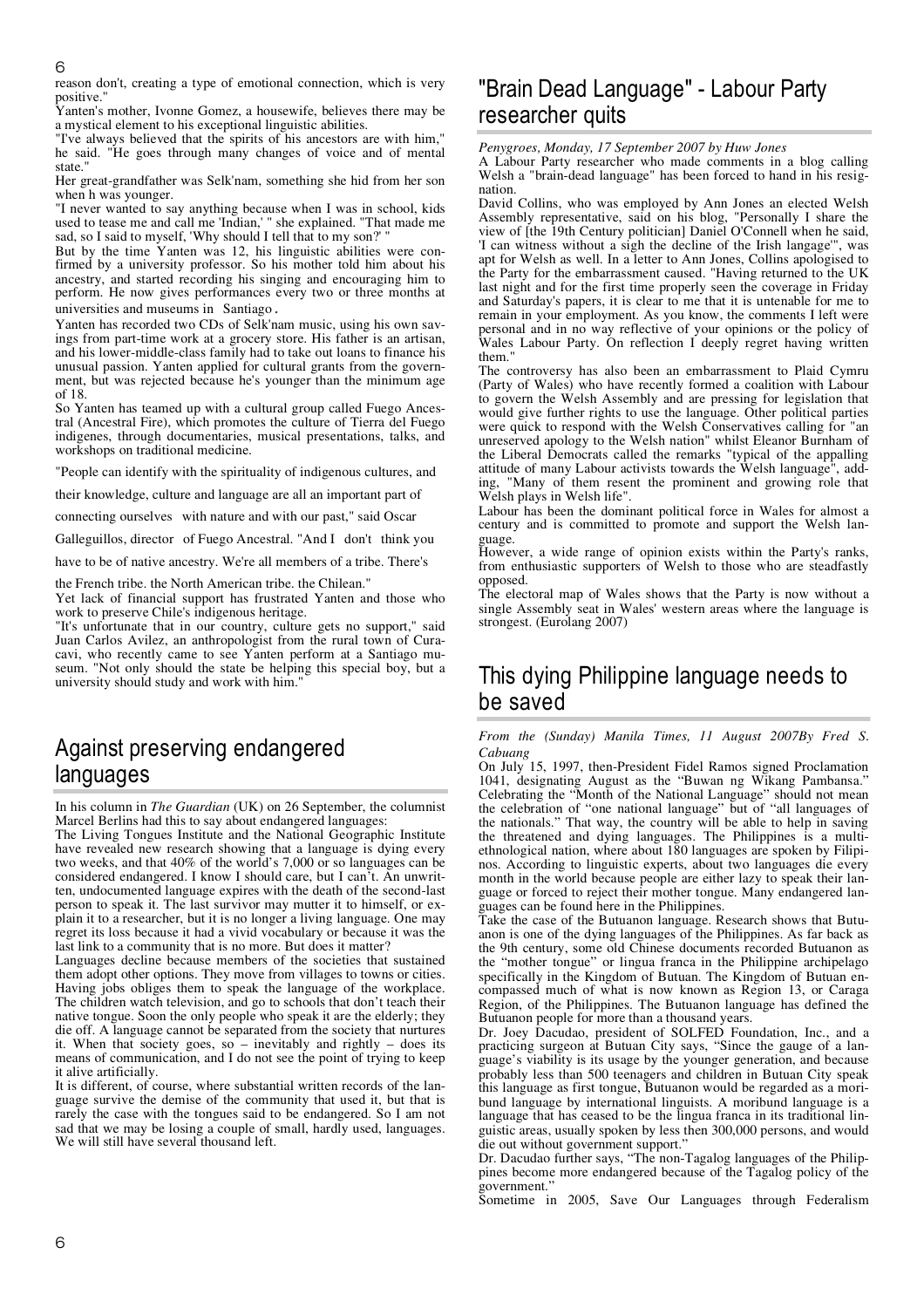reason don't, creating a type of emotional connection, which is very positive."

Yanten's mother, Ivonne Gomez, a housewife, believes there may be a mystical element to his exceptional linguistic abilities.

"I've always believed that the spirits of his ancestors are with him," he said. "He goes through many changes of voice and of mental state."

Her great-grandfather was Selk'nam, something she hid from her son when h was younger.

"I never wanted to say anything because when I was in school, kids used to tease me and call me 'Indian,' " she explained. "That made me sad, so I said to myself, 'Why should I tell that to my son?' "

But by the time Yanten was 12, his linguistic abilities were confirmed by a university professor. So his mother told him about his ancestry, and started recording his singing and encouraging him to perform. He now gives performances every two or three months at universities and museums in Santiago.

Yanten has recorded two CDs of Selk'nam music, using his own savings from part-time work at a grocery store. His father is an artisan, and his lower-middle-class family had to take out loans to finance his unusual passion. Yanten applied for cultural grants from the government, but was rejected because he's younger than the minimum age of 18.

So Yanten has teamed up with a cultural group called Fuego Ancestral (Ancestral Fire), which promotes the culture of Tierra del Fuego indigenes, through documentaries, musical presentations, talks, and workshops on traditional medicine.

"People can identify with the spirituality of indigenous cultures, and their knowledge, culture and language are all an important part of connecting ourselves with nature and with our past," said Oscar Galleguillos, director of Fuego Ancestral. "And I don't think you have to be of native ancestry. We're all members of a tribe. There's the French tribe. the North American tribe. the Chilean."

Yet lack of financial support has frustrated Yanten and those who work to preserve Chile's indigenous heritage.

"It's unfortunate that in our country, culture gets no support," said Juan Carlos Avilez, an anthropologist from the rural town of Curacavi, who recently came to see Yanten perform at a Santiago museum. "Not only should the state be helping this special boy, but a university should study and work with him."

## Against preserving endangered languages

In his column in *The Guardian* (UK) on 26 September, the columnist Marcel Berlins had this to say about endangered languages:

The Living Tongues Institute and the National Geographic Institute have revealed new research showing that a language is dying every two weeks, and that 40% of the world's 7,000 or so languages can be considered endangered. I know I should care, but I can't. An unwritten, undocumented language expires with the death of the second-last person to speak it. The last survivor may mutter it to himself, or explain it to a researcher, but it is no longer a living language. One may regret its loss because it had a vivid vocabulary or because it was the last link to a community that is no more. But does it matter?

Languages decline because members of the societies that sustained them adopt other options. They move from villages to towns or cities. Having jobs obliges them to speak the language of the workplace. The children watch television, and go to schools that don't teach their native tongue. Soon the only people who speak it are the elderly; they die off. A language cannot be separated from the society that nurtures it. When that society goes, so – inevitably and rightly – does its means of communication, and I do not see the point of trying to keep it alive artificially.

It is different, of course, where substantial written records of the language survive the demise of the community that used it, but that is rarely the case with the tongues said to be endangered. So I am not sad that we may be losing a couple of small, hardly used, languages. We will still have several thousand left.

## "Brain Dead Language" - Labour Party researcher quits

*Penygroes, Monday, 17 September 2007 by Huw Jones*

A Labour Party researcher who made comments in a blog calling Welsh a "brain-dead language" has been forced to hand in his resignation.

David Collins, who was employed by Ann Jones an elected Welsh Assembly representative, said on his blog, "Personally I share the view of [the 19th Century politician] Daniel O'Connell when he said, 'I can witness without a sigh the decline of the Irish langage'", was apt for Welsh as well. In a letter to Ann Jones, Collins apologised to the Party for the embarrassment caused. "Having returned to the UK last night and for the first time properly seen the coverage in Friday and Saturday's papers, it is clear to me that it is untenable for me to remain in your employment. As you know, the comments I left were personal and in no way reflective of your opinions or the policy of Wales Labour Party. On reflection I deeply regret having written them."

The controversy has also been an embarrassment to Plaid Cymru (Party of Wales) who have recently formed a coalition with Labour to govern the Welsh Assembly and are pressing for legislation that would give further rights to use the language. Other political parties were quick to respond with the Welsh Conservatives calling for "an unreserved apology to the Welsh nation" whilst Eleanor Burnham of the Liberal Democrats called the remarks "typical of the appalling attitude of many Labour activists towards the Welsh language", adding, "Many of them resent the prominent and growing role that Welsh plays in Welsh life".

Labour has been the dominant political force in Wales for almost a century and is committed to promote and support the Welsh language.

However, a wide range of opinion exists within the Party's ranks, from enthusiastic supporters of Welsh to those who are steadfastly opposed.

The electoral map of Wales shows that the Party is now without a single Assembly seat in Wales' western areas where the language is strongest. (Eurolang 2007)

## This dying Philippine language needs to be saved

*From the (Sunday) Manila Times, 11 August 2007By Fred S. Cabuang*

On July 15, 1997, then-President Fidel Ramos signed Proclamation 1041, designating August as the "Buwan ng Wikang Pambansa." Celebrating the "Month of the National Language" should not mean the celebration of "one national language" but of "all languages of the nationals." That way, the country will be able to help in saving the threatened and dying languages. The Philippines is a multiethnological nation, where about 180 languages are spoken by Filipinos. According to linguistic experts, about two languages die every month in the world because people are either lazy to speak their language or forced to reject their mother tongue. Many endangered languages can be found here in the Philippines.

Take the case of the Butuanon language. Research shows that Butuanon is one of the dying languages of the Philippines. As far back as the 9th century, some old Chinese documents recorded Butuanon as the "mother tongue" or lingua franca in the Philippine archipelago specifically in the Kingdom of Butuan. The Kingdom of Butuan encompassed much of what is now known as Region 13, or Caraga Region, of the Philippines. The Butuanon language has defined the Butuanon people for more than a thousand years.

Dr. Joey Dacudao, president of SOLFED Foundation, Inc., and a practicing surgeon at Butuan City says, "Since the gauge of a language's viability is its usage by the younger generation, and because probably less than 500 teenagers and children in Butuan City speak this language as first tongue, Butuanon would be regarded as a moribund language by international linguists. A moribund language is a language that has ceased to be the lingua franca in its traditional linguistic areas, usually spoken by less then 300,000 persons, and would die out without government support."

Dr. Dacudao further says, "The non-Tagalog languages of the Philippines become more endangered because of the Tagalog policy of the government."

Sometime in 2005, Save Our Languages through Federalism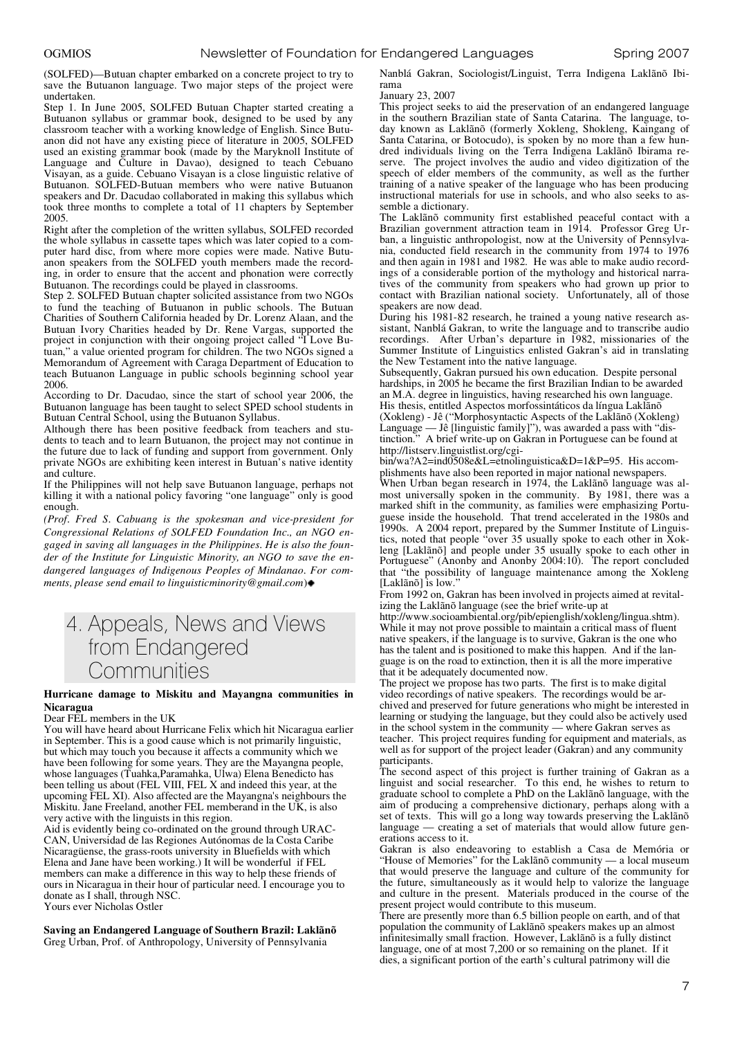(SOLFED)—Butuan chapter embarked on a concrete project to try to save the Butuanon language. Two major steps of the project were undertaken.

Step 1. In June 2005, SOLFED Butuan Chapter started creating a Butuanon syllabus or grammar book, designed to be used by any classroom teacher with a working knowledge of English. Since Butuanon did not have any existing piece of literature in 2005, SOLFED used an existing grammar book (made by the Maryknoll Institute of Language and Culture in Davao), designed to teach Cebuano Visayan, as a guide. Cebuano Visayan is a close linguistic relative of Butuanon. SOLFED-Butuan members who were native Butuanon speakers and Dr. Dacudao collaborated in making this syllabus which took three months to complete a total of 11 chapters by September 2005.

Right after the completion of the written syllabus, SOLFED recorded the whole syllabus in cassette tapes which was later copied to a computer hard disc, from where more copies were made. Native Butuanon speakers from the SOLFED youth members made the recording, in order to ensure that the accent and phonation were correctly Butuanon. The recordings could be played in classrooms.

Step 2. SOLFED Butuan chapter solicited assistance from two NGOs to fund the teaching of Butuanon in public schools. The Butuan Charities of Southern California headed by Dr. Lorenz Alaan, and the Butuan Ivory Charities headed by Dr. Rene Vargas, supported the project in conjunction with their ongoing project called "I Love Butuan," a value oriented program for children. The two NGOs signed a Memorandum of Agreement with Caraga Department of Education to teach Butuanon Language in public schools beginning school year 2006.

According to Dr. Dacudao, since the start of school year 2006, the Butuanon language has been taught to select SPED school students in Butuan Central School, using the Butuanon Syllabus.

Although there has been positive feedback from teachers and students to teach and to learn Butuanon, the project may not continue in the future due to lack of funding and support from government. Only private NGOs are exhibiting keen interest in Butuan's native identity and culture.

If the Philippines will not help save Butuanon language, perhaps not killing it with a national policy favoring "one language" only is good enough.

*(Prof. Fred S. Cabuang is the spokesman and vice-president for Congressional Relations of SOLFED Foundation Inc., an NGO engaged in saving all languages in the Philippines. He is also the founder of the Institute for Linguistic Minority, an NGO to save the endangered languages of Indigenous Peoples of Mindanao. For comments, please send email to linguisticminority@gmail.com)*

# 4. Appeals, News and Views from Endangered Communities

### Hurricane damage to Miskitu and Mayangna communities in Nicaragua

Dear FEL members in the UK

You will have heard about Hurricane Felix which hit Nicaragua earlier in September. This is a good cause which is not primarily linguistic, but which may touch you because it affects a community which we have been following for some years. They are the Mayangna people, whose languages (Tuahka,Paramahka, Ulwa) Elena Benedicto has been telling us about (FEL VIII, FEL X and indeed this year, at the upcoming FEL XI). Also affected are the Mayangna's neighbours the Miskitu. Jane Freeland, another FEL memberand in the UK, is also very active with the linguists in this region.

Aid is evidently being co-ordinated on the ground through URACCAN, Universidad de las Regiones Autónomas de la Costa Caribe Nicaragüense, the grass-roots university in Bluefields with which Elena and Jane have been working.) It will be wonderful if FEL members can make a difference in this way to help these friends of ours in Nicaragua in their hour of particular need. I encourage you to donate as I shall, through NSC.

Yours ever Nicholas Ostler

### Saving an Endangered Language of Southern Brazil: Laklãnõ

Greg Urban, Prof. of Anthropology, University of Pennsylvania

Nanblá Gakran, Sociologist/Linguist, Terra Indigena Laklãnõ Ibirama

January 23, 2007

This project seeks to aid the preservation of an endangered language in the southern Brazilian state of Santa Catarina. The language, today known as Laklãnõ (formerly Xokleng, Shokleng, Kaingang of Santa Catarina, or Botocudo), is spoken by no more than a few hundred individuals living on the Terra Indigena Laklãnõ Ibirama reserve. The project involves the audio and video digitization of the speech of elder members of the community, as well as the further training of a native speaker of the language who has been producing instructional materials for use in schools, and who also seeks to assemble a dictionary.

The Laklãnõ community first established peaceful contact with a Brazilian government attraction team in 1914. Professor Greg Urban, a linguistic anthropologist, now at the University of Pennsylvania, conducted field research in the community from 1974 to 1976 and then again in 1981 and 1982. He was able to make audio recordings of a considerable portion of the mythology and historical narratives of the community from speakers who had grown up prior to contact with Brazilian national society. Unfortunately, all of those speakers are now dead.

During his 1981-82 research, he trained a young native research assistant, Nanblá Gakran, to write the language and to transcribe audio recordings. After Urban's departure in 1982, missionaries of the Summer Institute of Linguistics enlisted Gakran's aid in translating the New Testament into the native language.

Subsequently, Gakran pursued his own education. Despite personal hardships, in 2005 he became the first Brazilian Indian to be awarded an M.A. degree in linguistics, having researched his own language. His thesis, entitled Aspectos morfossintáticos da língua Laklãnõ (Xokleng) - Jê ("Morphosyntactic Aspects of the Laklãnõ (Xokleng) Language — Jê [linguistic family]"), was awarded a pass with "distinction." A brief write-up on Gakran in Portuguese can be found at http://listserv.linguistlist.org/cgi-bin/wa?A2=ind0508e&L=etnolinguistica&D=1&P=95. His accomplishments have also been reported in major national newspapers.

When Urban began research in 1974, the Laklãnõ language was almost universally spoken in the community. By 1981, there was a marked shift in the community, as families were emphasizing Portuguese inside the household. That trend accelerated in the 1980s and 1990s. A 2004 report, prepared by the Summer Institute of Linguistics, noted that people "over 35 usually spoke to each other in Xokleng [Laklãnõ] and people under 35 usually spoke to each other in Portuguese" (Anonby and Anonby 2004:10). The report concluded that "the possibility of language maintenance among the Xokleng [Laklãnõ] is low."

From 1992 on, Gakran has been involved in projects aimed at revitalizing the Laklãnõ language (see the brief write-up at http://www.socioambiental.org/pib/epienglish/xokleng/lingua.shtm). While it may not prove possible to maintain a critical mass of fluent native speakers, if the language is to survive, Gakran is the one who has the talent and is positioned to make this happen. And if the language is on the road to extinction, then it is all the more imperative that it be adequately documented now.

The project we propose has two parts. The first is to make digital video recordings of native speakers. The recordings would be archived and preserved for future generations who might be interested in learning or studying the language, but they could also be actively used in the school system in the community — where Gakran serves as teacher. This project requires funding for equipment and materials, as well as for support of the project leader (Gakran) and any community participants.

The second aspect of this project is further training of Gakran as a linguist and social researcher. To this end, he wishes to return to graduate school to complete a PhD on the Laklãnõ language, with the aim of producing a comprehensive dictionary, perhaps along with a set of texts. This will go a long way towards preserving the Laklãnõ language — creating a set of materials that would allow future generations access to it.

Gakran is also endeavoring to establish a Casa de Memória or "House of Memories" for the Laklãnõ community — a local museum that would preserve the language and culture of the community for the future, simultaneously as it would help to valorize the language and culture in the present. Materials produced in the course of the present project would contribute to this museum.

There are presently more than 6.5 billion people on earth, and of that population the community of Laklãnõ speakers makes up an almost infinitesimally small fraction. However, Laklãnõ is a fully distinct language, one of at most 7,200 or so remaining on the planet. If it dies, a significant portion of the earth's cultural patrimony will die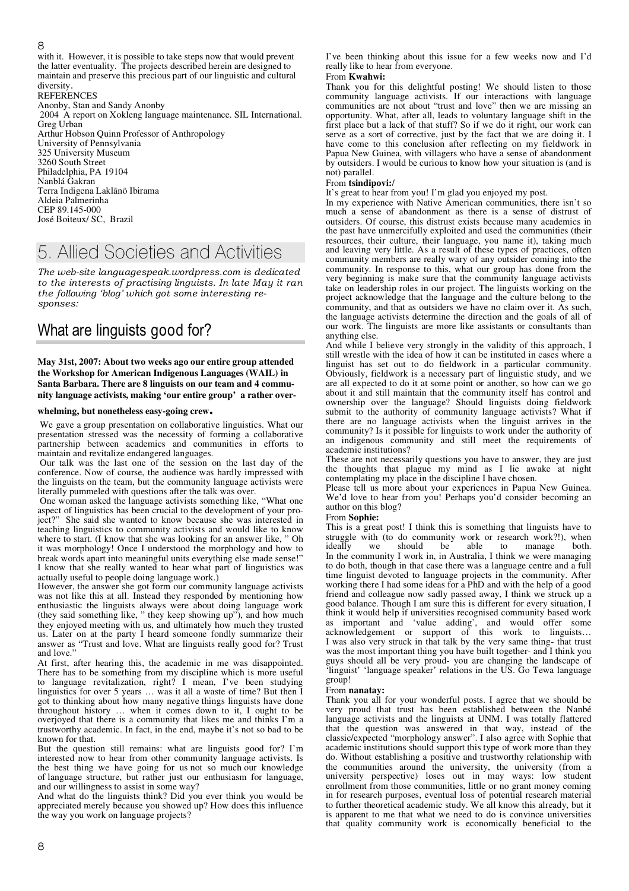with it. However, it is possible to take steps now that would prevent the latter eventuality. The projects described herein are designed to maintain and preserve this precious part of our linguistic and cultural diversity.

REFERENCES

Anonby, Stan and Sandy Anonby
2004 A report on Xokleng language maintenance. SIL International.

Greg Urban
Arthur Hobson Quinn Professor of Anthropology
University of Pennsylvania
325 University Museum
3260 South Street
Philadelphia, PA 19104

Nanblá Gakran
Terra Indigena Laklãnõ Ibirama
Aldeia Palmerinha
CEP 89.145-000
José Boiteux/ SC, Brazil

# 5. Allied Societies and Activities

*The web-site languagespeak.wordpress.com is dedicated to the interests of practising linguists. In late May it ran the following 'blog' which got some interesting responses:*

## What are linguists good for?

**May 31st, 2007: About two weeks ago our entire group attended the Workshop for American Indigenous Languages (WAIL) in Santa Barbara. There are 8 linguists on our team and 4 community language activists, making 'our entire group' a rather overwhelming, but nonetheless easy-going crew.**

We gave a group presentation on collaborative linguistics. What our presentation stressed was the necessity of forming a collaborative partnership between academics and communities in efforts to maintain and revitalize endangered languages.

Our talk was the last one of the session on the last day of the conference. Now of course, the audience was hardly impressed with the linguists on the team, but the community language activists were literally pummeled with questions after the talk was over.

One woman asked the language activists something like, "What one aspect of linguistics has been crucial to the development of your project?" She said she wanted to know because she was interested in teaching linguistics to community activists and would like to know where to start. (I know that she was looking for an answer like, " Oh it was morphology! Once I understood the morphology and how to break words apart into meaningful units everything else made sense!" I know that she really wanted to hear what part of linguistics was actually useful to people doing language work.)

However, the answer she got form our community language activists was not like this at all. Instead they responded by mentioning how enthusiastic the linguists always were about doing language work (they said something like, " they keep showing up"), and how much they enjoyed meeting with us, and ultimately how much they trusted us. Later on at the party I heard someone fondly summarize their answer as "Trust and love. What are linguists really good for? Trust and love."

At first, after hearing this, the academic in me was disappointed. There has to be something from my discipline which is more useful to language revitalization, right? I mean, I've been studying linguistics for over 5 years … was it all a waste of time? But then I got to thinking about how many negative things linguists have done throughout history … when it comes down to it, I ought to be overjoyed that there is a community that likes me and thinks I'm a trustworthy academic. In fact, in the end, maybe it's not so bad to be known for that.

But the question still remains: what are linguists good for? I'm interested now to hear from other community language activists. Is the best thing we have going for us not so much our knowledge of language structure, but rather just our enthusiasm for language, and our willingness to assist in some way?

And what do the linguists think? Did you ever think you would be appreciated merely because you showed up? How does this influence the way you work on language projects?

I've been thinking about this issue for a few weeks now and I'd really like to hear from everyone.

From **Kwahwi:**

Thank you for this delightful posting! We should listen to those community language activists. If our interactions with language communities are not about "trust and love" then we are missing an opportunity. What, after all, leads to voluntary language shift in the first place but a lack of that stuff? So if we do it right, our work can serve as a sort of corrective, just by the fact that we are doing it. I have come to this conclusion after reflecting on my fieldwork in Papua New Guinea, with villagers who have a sense of abandonment by outsiders. I would be curious to know how your situation is (and is not) parallel.

From **tsindipovi:/**

It's great to hear from you! I'm glad you enjoyed my post.

In my experience with Native American communities, there isn't so much a sense of abandonment as there is a sense of distrust of outsiders. Of course, this distrust exists because many academics in the past have unmercifully exploited and used the communities (their resources, their culture, their language, you name it), taking much and leaving very little. As a result of these types of practices, often community members are really wary of any outsider coming into the community. In response to this, what our group has done from the very beginning is make sure that the community language activists take on leadership roles in our project. The linguists working on the project acknowledge that the language and the culture belong to the community, and that as outsiders we have no claim over it. As such, the language activists determine the direction and the goals of all of our work. The linguists are more like assistants or consultants than anything else.

And while I believe very strongly in the validity of this approach, I still wrestle with the idea of how it can be instituted in cases where a linguist has set out to do fieldwork in a particular community. Obviously, fieldwork is a necessary part of linguistic study, and we are all expected to do it at some point or another, so how can we go about it and still maintain that the community itself has control and ownership over the language? Should linguists doing fieldwork submit to the authority of community language activists? What if there are no language activists when the linguist arrives in the community? Is it possible for linguists to work under the authority of an indigenous community and still meet the requirements of academic institutions?

These are not necessarily questions you have to answer, they are just the thoughts that plague my mind as I lie awake at night contemplating my place in the discipline I have chosen.

Please tell us more about your experiences in Papua New Guinea. We'd love to hear from you! Perhaps you'd consider becoming an author on this blog?

From **Sophie:**

This is a great post! I think this is something that linguists have to struggle with (to do community work or research work?!), when ideally we should be able to manage both.

In the community I work in, in Australia, I think we were managing to do both, though in that case there was a language centre and a full time linguist devoted to language projects in the community. After working there I had some ideas for a PhD and with the help of a good friend and colleague now sadly passed away, I think we struck up a good balance. Though I am sure this is different for every situation, I think it would help if universities recognised community based work as important and 'value adding', and would offer some acknowledgement or support of this work to linguists…

I was also very struck in that talk by the very same thing- that trust was the most important thing you have built together- and I think you guys should all be very proud- you are changing the landscape of 'linguist' 'language speaker' relations in the US. Go Tewa language group!

From **nanatay:**

Thank you all for your wonderful posts. I agree that we should be very proud that trust has been established between the Nanbé language activists and the linguists at UNM. I was totally flattered that the question was answered in that way, instead of the classic/expected "morphology answer". I also agree with Sophie that academic institutions should support this type of work more than they do. Without establishing a positive and trustworthy relationship with the communities around the university, the university (from a university perspective) loses out in may ways: low student enrollment from those communities, little or no grant money coming in for research purposes, eventual loss of potential research material to further theoretical academic study. We all know this already, but it is apparent to me that what we need to do is convince universities that quality community work is economically beneficial to the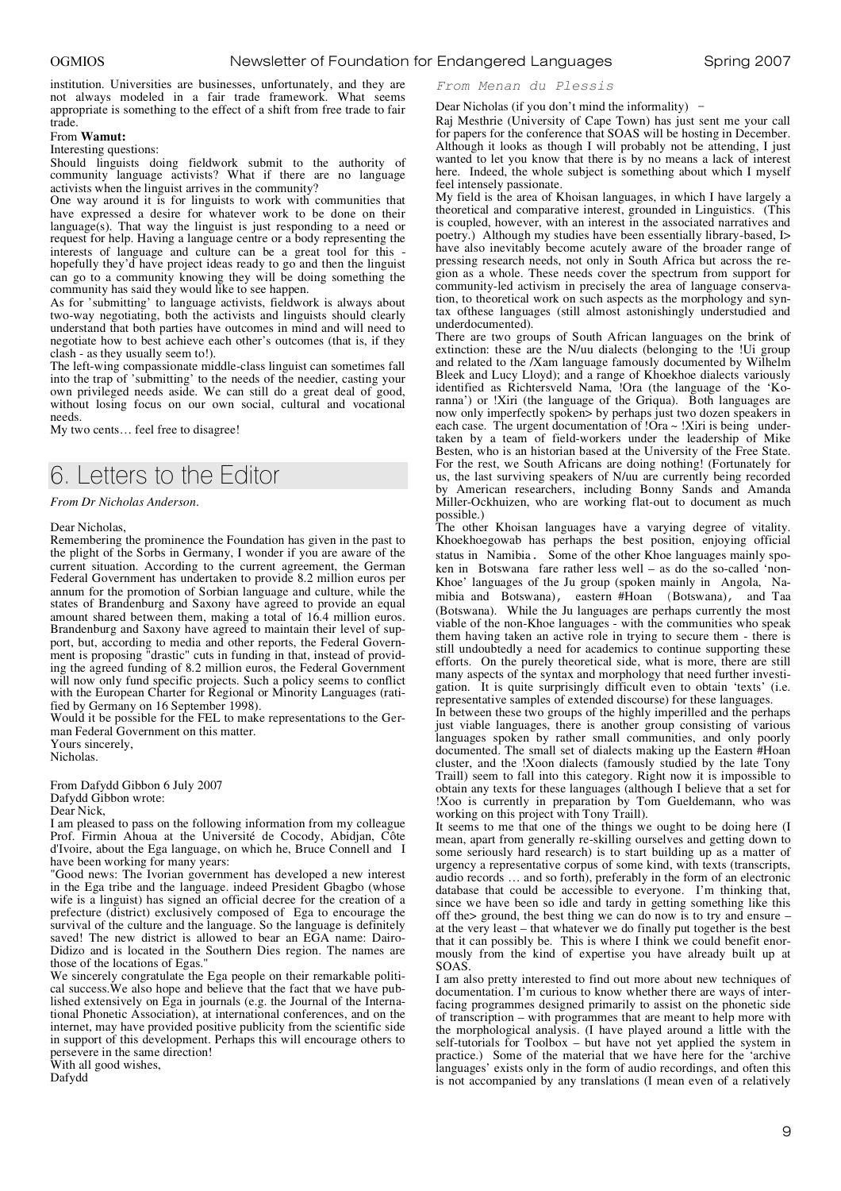institution. Universities are businesses, unfortunately, and they are not always modeled in a fair trade framework. What seems appropriate is something to the effect of a shift from free trade to fair trade.

From **Wamut:**

Interesting questions:

Should linguists doing fieldwork submit to the authority of community language activists? What if there are no language activists when the linguist arrives in the community?

One way around it is for linguists to work with communities that have expressed a desire for whatever work to be done on their language(s). That way the linguist is just responding to a need or request for help. Having a language centre or a body representing the interests of language and culture can be a great tool for this - hopefully they'd have project ideas ready to go and then the linguist can go to a community knowing they will be doing something the community has said they would like to see happen.

As for 'submitting' to language activists, fieldwork is always about two-way negotiating, both the activists and linguists should clearly understand that both parties have outcomes in mind and will need to negotiate how to best achieve each other's outcomes (that is, if they clash - as they usually seem to!).

The left-wing compassionate middle-class linguist can sometimes fall into the trap of 'submitting' to the needs of the needier, casting your own privileged needs aside. We can still do a great deal of good, without losing focus on our own social, cultural and vocational needs.

My two cents… feel free to disagree!

## 6. Letters to the Editor

*From Dr Nicholas Anderson.*

Dear Nicholas,

Remembering the prominence the Foundation has given in the past to the plight of the Sorbs in Germany, I wonder if you are aware of the current situation. According to the current agreement, the German Federal Government has undertaken to provide 8.2 million euros per annum for the promotion of Sorbian language and culture, while the states of Brandenburg and Saxony have agreed to provide an equal amount shared between them, making a total of 16.4 million euros. Brandenburg and Saxony have agreed to maintain their level of support, but, according to media and other reports, the Federal Government is proposing "drastic" cuts in funding in that, instead of providing the agreed funding of 8.2 million euros, the Federal Government will now only fund specific projects. Such a policy seems to conflict with the European Charter for Regional or Minority Languages (ratified by Germany on 16 September 1998).

Would it be possible for the FEL to make representations to the German Federal Government on this matter.

Yours sincerely,

Nicholas.

From Dafydd Gibbon 6 July 2007

Dafydd Gibbon wrote:

Dear Nick,

I am pleased to pass on the following information from my colleague Prof. Firmin Ahoua at the Université de Cocody, Abidjan, Côte d'Ivoire, about the Ega language, on which he, Bruce Connell and I have been working for many years:

"Good news: The Ivorian government has developed a new interest in the Ega tribe and the language. indeed President Gbagbo (whose wife is a linguist) has signed an official decree for the creation of a prefecture (district) exclusively composed of Ega to encourage the survival of the culture and the language. So the language is definitely saved! The new district is allowed to bear an EGA name: Dairo-Didizo and is located in the Southern Dies region. The names are those of the locations of Egas."

We sincerely congratulate the Ega people on their remarkable political success.We also hope and believe that the fact that we have published extensively on Ega in journals (e.g. the Journal of the International Phonetic Association), at international conferences, and on the internet, may have provided positive publicity from the scientific side in support of this development. Perhaps this will encourage others to persevere in the same direction!

With all good wishes,

Dafydd

*From Menan du Plessis*

Dear Nicholas (if you don't mind the informality) -

Raj Mesthrie (University of Cape Town) has just sent me your call for papers for the conference that SOAS will be hosting in December. Although it looks as though I will probably not be attending, I just wanted to let you know that there is by no means a lack of interest here. Indeed, the whole subject is something about which I myself feel intensely passionate.

My field is the area of Khoisan languages, in which I have largely a theoretical and comparative interest, grounded in Linguistics. (This is coupled, however, with an interest in the associated narratives and poetry.) Although my studies have been essentially library-based, I> have also inevitably become acutely aware of the broader range of pressing research needs, not only in South Africa but across the region as a whole. These needs cover the spectrum from support for community-led activism in precisely the area of language conservation, to theoretical work on such aspects as the morphology and syntax ofthese languages (still almost astonishingly understudied and underdocumented).

There are two groups of South African languages on the brink of extinction: these are the N/uu dialects (belonging to the !Ui group and related to the /Xam language famously documented by Wilhelm Bleek and Lucy Lloyd); and a range of Khoekhoe dialects variously identified as Richtersveld Nama, !Ora (the language of the 'Koranna') or !Xiri (the language of the Griqua). Both languages are now only imperfectly spoken> by perhaps just two dozen speakers in each case. The urgent documentation of !Ora ~ !Xiri is being undertaken by a team of field-workers under the leadership of Mike Besten, who is an historian based at the University of the Free State. For the rest, we South Africans are doing nothing! (Fortunately for us, the last surviving speakers of N/uu are currently being recorded by American researchers, including Bonny Sands and Amanda Miller-Ockhuizen, who are working flat-out to document as much possible.)

The other Khoisan languages have a varying degree of vitality. Khoekhoegowab has perhaps the best position, enjoying official status in Namibia. Some of the other Khoe languages mainly spoken in Botswana fare rather less well – as do the so-called 'non-Khoe' languages of the Ju group (spoken mainly in Angola, Namibia and Botswana), eastern #Hoan (Botswana), and Taa (Botswana). While the Ju languages are perhaps currently the most viable of the non-Khoe languages - with the communities who speak them having taken an active role in trying to secure them - there is still undoubtedly a need for academics to continue supporting these efforts. On the purely theoretical side, what is more, there are still many aspects of the syntax and morphology that need further investigation. It is quite surprisingly difficult even to obtain 'texts' (i.e. representative samples of extended discourse) for these languages.

In between these two groups of the highly imperilled and the perhaps just viable languages, there is another group consisting of various languages spoken by rather small communities, and only poorly documented. The small set of dialects making up the Eastern #Hoan cluster, and the !Xoon dialects (famously studied by the late Tony Traill) seem to fall into this category. Right now it is impossible to obtain any texts for these languages (although I believe that a set for !Xoo is currently in preparation by Tom Gueldemann, who was working on this project with Tony Traill).

It seems to me that one of the things we ought to be doing here (I mean, apart from generally re-skilling ourselves and getting down to some seriously hard research) is to start building up as a matter of urgency a representative corpus of some kind, with texts (transcripts, audio records … and so forth), preferably in the form of an electronic database that could be accessible to everyone. I'm thinking that, since we have been so idle and tardy in getting something like this off the> ground, the best thing we can do now is to try and ensure – at the very least – that whatever we do finally put together is the best that it can possibly be. This is where I think we could benefit enormously from the kind of expertise you have already built up at SOAS.

I am also pretty interested to find out more about new techniques of documentation. I'm curious to know whether there are ways of interfacing programmes designed primarily to assist on the phonetic side of transcription – with programmes that are meant to help more with the morphological analysis. (I have played around a little with the self-tutorials for Toolbox – but have not yet applied the system in practice.) Some of the material that we have here for the 'archive languages' exists only in the form of audio recordings, and often this is not accompanied by any translations (I mean even of a relatively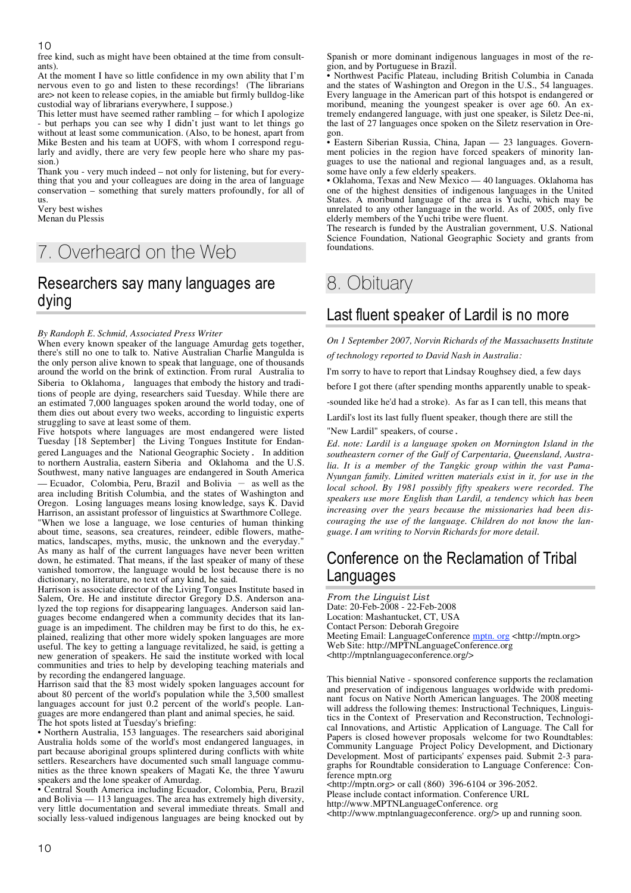free kind, such as might have been obtained at the time from consultants).

At the moment I have so little confidence in my own ability that I'm nervous even to go and listen to these recordings! (The librarians are> not keen to release copies, in the amiable but firmly bulldog-like custodial way of librarians everywhere, I suppose.)

This letter must have seemed rather rambling – for which I apologize - but perhaps you can see why I didn't just want to let things go without at least some communication. (Also, to be honest, apart from Mike Besten and his team at UOFS, with whom I correspond regularly and avidly, there are very few people here who share my passion.)

Thank you - very much indeed – not only for listening, but for everything that you and your colleagues are doing in the area of language conservation – something that surely matters profoundly, for all of us.

Very best wishes
Menan du Plessis

# 7. Overheard on the Web

## Researchers say many languages are dying

*By Randoph E. Schmid, Associated Press Writer*

When every known speaker of the language Amurdag gets together, there's still no one to talk to. Native Australian Charlie Mangulda is the only person alive known to speak that language, one of thousands around the world on the brink of extinction. From rural Australia to Siberia to Oklahoma, languages that embody the history and traditions of people are dying, researchers said Tuesday. While there are an estimated 7,000 languages spoken around the world today, one of them dies out about every two weeks, according to linguistic experts struggling to save at least some of them.

Five hotspots where languages are most endangered were listed Tuesday [18 September] the Living Tongues Institute for Endangered Languages and the National Geographic Society. In addition to northern Australia, eastern Siberia and Oklahoma and the U.S. Southwest, many native languages are endangered in South America — Ecuador, Colombia, Peru, Brazil and Bolivia — as well as the area including British Columbia, and the states of Washington and Oregon. Losing languages means losing knowledge, says K. David Harrison, an assistant professor of linguistics at Swarthmore College. "When we lose a language, we lose centuries of human thinking about time, seasons, sea creatures, reindeer, edible flowers, mathematics, landscapes, myths, music, the unknown and the everyday." As many as half of the current languages have never been written down, he estimated. That means, if the last speaker of many of these vanished tomorrow, the language would be lost because there is no dictionary, no literature, no text of any kind, he said.

Harrison is associate director of the Living Tongues Institute based in Salem, Ore. He and institute director Gregory D.S. Anderson analyzed the top regions for disappearing languages. Anderson said languages become endangered when a community decides that its language is an impediment. The children may be first to do this, he explained, realizing that other more widely spoken languages are more useful. The key to getting a language revitalized, he said, is getting a new generation of speakers. He said the institute worked with local communities and tries to help by developing teaching materials and by recording the endangered language.

Harrison said that the 83 most widely spoken languages account for about 80 percent of the world's population while the 3,500 smallest languages account for just 0.2 percent of the world's people. Languages are more endangered than plant and animal species, he said.

The hot spots listed at Tuesday's briefing:

- Northern Australia, 153 languages. The researchers said aboriginal Australia holds some of the world's most endangered languages, in part because aboriginal groups splintered during conflicts with white settlers. Researchers have documented such small language communities as the three known speakers of Magati Ke, the three Yawuru speakers and the lone speaker of Amurdag.
- Central South America including Ecuador, Colombia, Peru, Brazil and Bolivia — 113 languages. The area has extremely high diversity, very little documentation and several immediate threats. Small and socially less-valued indigenous languages are being knocked out by Spanish or more dominant indigenous languages in most of the region, and by Portuguese in Brazil.
- Northwest Pacific Plateau, including British Columbia in Canada and the states of Washington and Oregon in the U.S., 54 languages. Every language in the American part of this hotspot is endangered or moribund, meaning the youngest speaker is over age 60. An extremely endangered language, with just one speaker, is Siletz Dee-ni, the last of 27 languages once spoken on the Siletz reservation in Oregon.
- Eastern Siberian Russia, China, Japan — 23 languages. Government policies in the region have forced speakers of minority languages to use the national and regional languages and, as a result, some have only a few elderly speakers.
- Oklahoma, Texas and New Mexico — 40 languages. Oklahoma has one of the highest densities of indigenous languages in the United States. A moribund language of the area is Yuchi, which may be unrelated to any other language in the world. As of 2005, only five elderly members of the Yuchi tribe were fluent.

The research is funded by the Australian government, U.S. National Science Foundation, National Geographic Society and grants from foundations.

# 8. Obituary

## Last fluent speaker of Lardil is no more

*On 1 September 2007, Norvin Richards of the Massachusetts Institute of technology reported to David Nash in Australia:*

I'm sorry to have to report that Lindsay Roughsey died, a few days before I got there (after spending months apparently unable to speak--sounded like he'd had a stroke). As far as I can tell, this means that Lardil's lost its last fully fluent speaker, though there are still the "New Lardil" speakers, of course.

*Ed. note: Lardil is a language spoken on Mornington Island in the southeastern corner of the Gulf of Carpentaria, Queensland, Australia. It is a member of the Tangkic group within the vast Pama-Nyungan family. Limited written materials exist in it, for use in the local school. By 1981 possibly fifty speakers were recorded. The speakers use more English than Lardil, a tendency which has been increasing over the years because the missionaries had been discouraging the use of the language. Children do not know the language. I am writing to Norvin Richards for more detail.*

## Conference on the Reclamation of Tribal Languages

*From the Linguist List*
Date: 20-Feb-2008 - 22-Feb-2008
Location: Mashantucket, CT, USA
Contact Person: Deborah Gregoire
Meeting Email: LanguageConference mptn. org <http://mptn.org>
Web Site: http://MPTNLanguageConference.org
<http://mptnlanguageconference.org/>

This biennial Native - sponsored conference supports the reclamation and preservation of indigenous languages worldwide with predominant focus on Native North American languages. The 2008 meeting will address the following themes: Instructional Techniques, Linguistics in the Context of Preservation and Reconstruction, Technological Innovations, and Artistic Application of Language. The Call for Papers is closed however proposals welcome for two Roundtables: Community Language Project Policy Development, and Dictionary Development. Most of participants' expenses paid. Submit 2-3 paragraphs for Roundtable consideration to Language Conference: Conference mptn.org
<http://mptn.org> or call (860) 396-6104 or 396-2052.
Please include contact information. Conference URL
http://www.MPTNLanguageConference. org
<http://www.mptnlanguageconference. org/> up and running soon.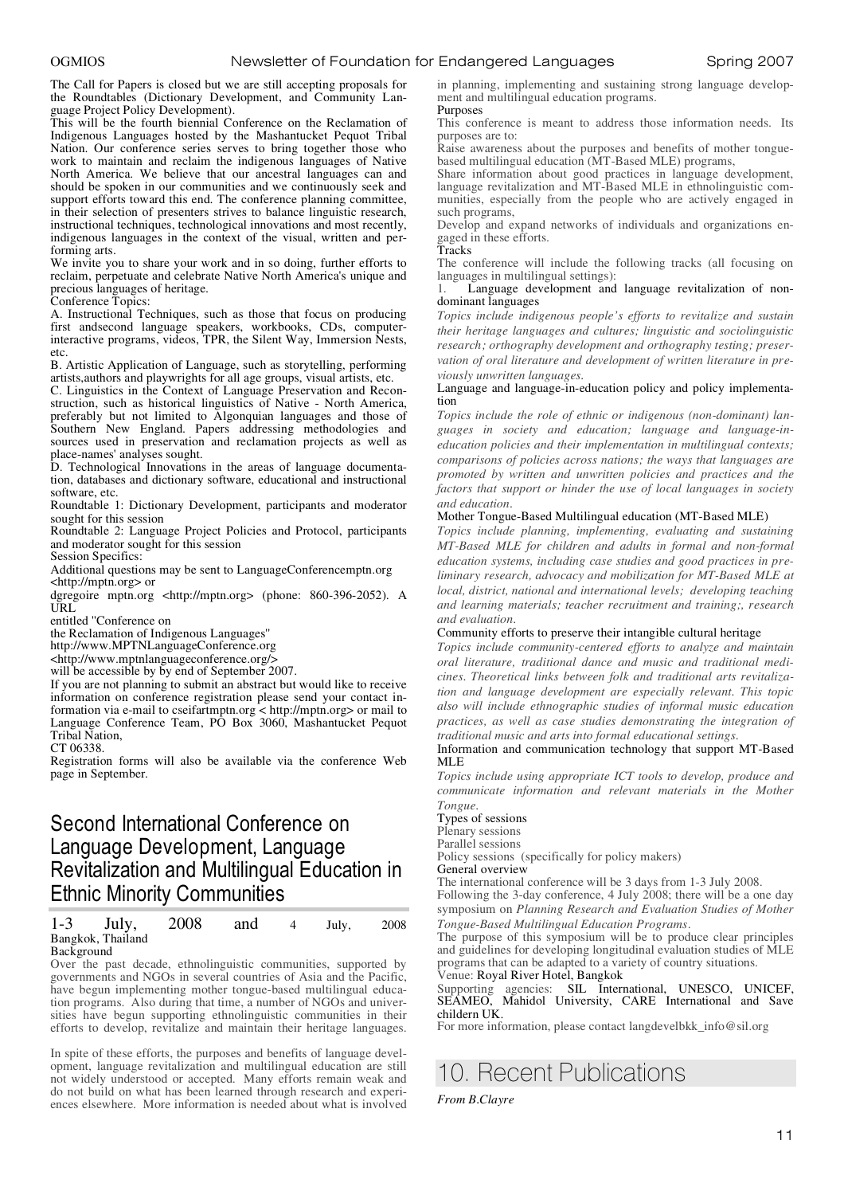The Call for Papers is closed but we are still accepting proposals for the Roundtables (Dictionary Development, and Community Language Project Policy Development).

This will be the fourth biennial Conference on the Reclamation of Indigenous Languages hosted by the Mashantucket Pequot Tribal Nation. Our conference series serves to bring together those who work to maintain and reclaim the indigenous languages of Native North America. We believe that our ancestral languages can and should be spoken in our communities and we continuously seek and support efforts toward this end. The conference planning committee, in their selection of presenters strives to balance linguistic research, instructional techniques, technological innovations and most recently, indigenous languages in the context of the visual, written and performing arts.

We invite you to share your work and in so doing, further efforts to reclaim, perpetuate and celebrate Native North America's unique and precious languages of heritage.

Conference Topics:

A. Instructional Techniques, such as those that focus on producing first andsecond language speakers, workbooks, CDs, computer-interactive programs, videos, TPR, the Silent Way, Immersion Nests, etc.

B. Artistic Application of Language, such as storytelling, performing artists,authors and playwrights for all age groups, visual artists, etc.

C. Linguistics in the Context of Language Preservation and Reconstruction, such as historical linguistics of Native - North America, preferably but not limited to Algonquian languages and those of Southern New England. Papers addressing methodologies and sources used in preservation and reclamation projects as well as place-names' analyses sought.

D. Technological Innovations in the areas of language documentation, databases and dictionary software, educational and instructional software, etc.

Roundtable 1: Dictionary Development, participants and moderator sought for this session

Roundtable 2: Language Project Policies and Protocol, participants and moderator sought for this session

Session Specifics:

Additional questions may be sent to LanguageConferencemptn.org <http://mptn.org> or

dgregoire mptn.org <http://mptn.org> (phone: 860-396-2052). A URL

entitled "Conference on

the Reclamation of Indigenous Languages"

http://www.MPTNLanguageConference.org

<http://www.mptnlanguageconference.org/>

will be accessible by by end of September 2007.

If you are not planning to submit an abstract but would like to receive information on conference registration please send your contact information via e-mail to cseifartmptn.org < http://mptn.org> or mail to Language Conference Team, PO Box 3060, Mashantucket Pequot Tribal Nation,

CT 06338.

Registration forms will also be available via the conference Web page in September.

## Second International Conference on Language Development, Language Revitalization and Multilingual Education in Ethnic Minority Communities

1-3 July, 2008 and 4 July, 2008

Bangkok, Thailand

Background

Over the past decade, ethnolinguistic communities, supported by governments and NGOs in several countries of Asia and the Pacific, have begun implementing mother tongue-based multilingual education programs. Also during that time, a number of NGOs and universities have begun supporting ethnolinguistic communities in their efforts to develop, revitalize and maintain their heritage languages.

In spite of these efforts, the purposes and benefits of language development, language revitalization and multilingual education are still not widely understood or accepted. Many efforts remain weak and do not build on what has been learned through research and experiences elsewhere. More information is needed about what is involved in planning, implementing and sustaining strong language development and multilingual education programs.

Purposes

This conference is meant to address those information needs. Its purposes are to:

Raise awareness about the purposes and benefits of mother tongue-based multilingual education (MT-Based MLE) programs,

Share information about good practices in language development, language revitalization and MT-Based MLE in ethnolinguistic communities, especially from the people who are actively engaged in such programs,

Develop and expand networks of individuals and organizations engaged in these efforts.

Tracks

The conference will include the following tracks (all focusing on languages in multilingual settings):

1. Language development and language revitalization of non-dominant languages

*Topics include indigenous people's efforts to revitalize and sustain their heritage languages and cultures; linguistic and sociolinguistic research; orthography development and orthography testing; preservation of oral literature and development of written literature in previously unwritten languages.*

Language and language-in-education policy and policy implementation

*Topics include the role of ethnic or indigenous (non-dominant) languages in society and education; language and language-in-education policies and their implementation in multilingual contexts; comparisons of policies across nations; the ways that languages are promoted by written and unwritten policies and practices and the factors that support or hinder the use of local languages in society and education.*

Mother Tongue-Based Multilingual education (MT-Based MLE)

*Topics include planning, implementing, evaluating and sustaining MT-Based MLE for children and adults in formal and non-formal education systems, including case studies and good practices in preliminary research, advocacy and mobilization for MT-Based MLE at local, district, national and international levels; developing teaching and learning materials; teacher recruitment and training;, research and evaluation.*

Community efforts to preserve their intangible cultural heritage

*Topics include community-centered efforts to analyze and maintain oral literature, traditional dance and music and traditional medicines. Theoretical links between folk and traditional arts revitalization and language development are especially relevant. This topic also will include ethnographic studies of informal music education practices, as well as case studies demonstrating the integration of traditional music and arts into formal educational settings.*

Information and communication technology that support MT-Based MLE

*Topics include using appropriate ICT tools to develop, produce and communicate information and relevant materials in the Mother Tongue.*

Types of sessions

Plenary sessions

Parallel sessions

Policy sessions (specifically for policy makers)

General overview

The international conference will be 3 days from 1-3 July 2008.

Following the 3-day conference, 4 July 2008; there will be a one day symposium on *Planning Research and Evaluation Studies of Mother Tongue-Based Multilingual Education Programs*.

The purpose of this symposium will be to produce clear principles and guidelines for developing longitudinal evaluation studies of MLE programs that can be adapted to a variety of country situations.

Venue: Royal River Hotel, Bangkok

Supporting agencies: SIL International, UNESCO, UNICEF, SEAMEO, Mahidol University, CARE International and Save childern UK.

For more information, please contact langdevelbkk_info@sil.org

# 10. Recent Publications

*From B.Clayre*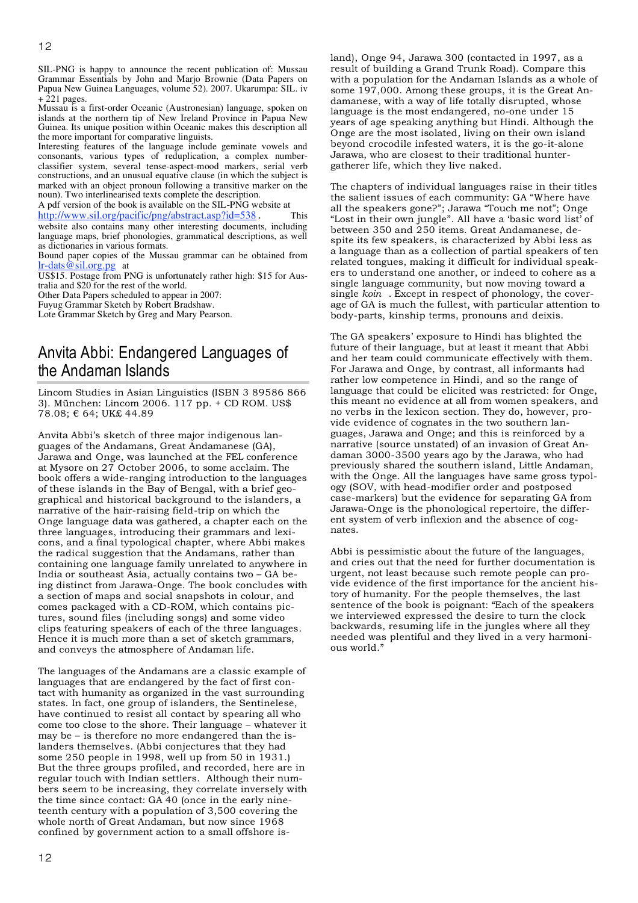SIL-PNG is happy to announce the recent publication of: Mussau Grammar Essentials by John and Marjo Brownie (Data Papers on Papua New Guinea Languages, volume 52). 2007. Ukarumpa: SIL. iv + 221 pages.

Mussau is a first-order Oceanic (Austronesian) language, spoken on islands at the northern tip of New Ireland Province in Papua New Guinea. Its unique position within Oceanic makes this description all the more important for comparative linguists.

Interesting features of the language include geminate vowels and consonants, various types of reduplication, a complex number-classifier system, several tense-aspect-mood markers, serial verb constructions, and an unusual equative clause (in which the subject is marked with an object pronoun following a transitive marker on the noun). Two interlinearised texts complete the description.

A pdf version of the book is available on the SIL-PNG website at http://www.sil.org/pacific/png/abstract.asp?id=538 . This website also contains many other interesting documents, including language maps, brief phonologies, grammatical descriptions, as well as dictionaries in various formats.

Bound paper copies of the Mussau grammar can be obtained from lr-dats@sil.org.pg at US$15. Postage from PNG is unfortunately rather high: $15 for Australia and $20 for the rest of the world.

Other Data Papers scheduled to appear in 2007:
Fuyug Grammar Sketch by Robert Bradshaw.
Lote Grammar Sketch by Greg and Mary Pearson.

## Anvita Abbi: Endangered Languages of the Andaman Islands

Lincom Studies in Asian Linguistics (ISBN 3 89586 866 3). München: Lincom 2006. 117 pp. + CD ROM. US$ 78.08; € 64; UK£ 44.89

Anvita Abbi's sketch of three major indigenous languages of the Andamans, Great Andamanese (GA), Jarawa and Onge, was launched at the FEL conference at Mysore on 27 October 2006, to some acclaim. The book offers a wide-ranging introduction to the languages of these islands in the Bay of Bengal, with a brief geographical and historical background to the islanders, a narrative of the hair-raising field-trip on which the Onge language data was gathered, a chapter each on the three languages, introducing their grammars and lexicons, and a final typological chapter, where Abbi makes the radical suggestion that the Andamans, rather than containing one language family unrelated to anywhere in India or southeast Asia, actually contains two – GA being distinct from Jarawa-Onge. The book concludes with a section of maps and social snapshots in colour, and comes packaged with a CD-ROM, which contains pictures, sound files (including songs) and some video clips featuring speakers of each of the three languages. Hence it is much more than a set of sketch grammars, and conveys the atmosphere of Andaman life.

The languages of the Andamans are a classic example of languages that are endangered by the fact of first contact with humanity as organized in the vast surrounding states. In fact, one group of islanders, the Sentinelese, have continued to resist all contact by spearing all who come too close to the shore. Their language – whatever it may be – is therefore no more endangered than the islanders themselves. (Abbi conjectures that they had some 250 people in 1998, well up from 50 in 1931.) But the three groups profiled, and recorded, here are in regular touch with Indian settlers. Although their numbers seem to be increasing, they correlate inversely with the time since contact: GA 40 (once in the early nineteenth century with a population of 3,500 covering the whole north of Great Andaman, but now since 1968 confined by government action to a small offshore island), Onge 94, Jarawa 300 (contacted in 1997, as a result of building a Grand Trunk Road). Compare this with a population for the Andaman Islands as a whole of some 197,000. Among these groups, it is the Great Andamanese, with a way of life totally disrupted, whose language is the most endangered, no-one under 15 years of age speaking anything but Hindi. Although the Onge are the most isolated, living on their own island beyond crocodile infested waters, it is the go-it-alone Jarawa, who are closest to their traditional hunter-gatherer life, which they live naked.

The chapters of individual languages raise in their titles the salient issues of each community: GA "Where have all the speakers gone?"; Jarawa "Touch me not"; Onge "Lost in their own jungle". All have a 'basic word list' of between 350 and 250 items. Great Andamanese, despite its few speakers, is characterized by Abbi less as a language than as a collection of partial speakers of ten related tongues, making it difficult for individual speakers to understand one another, or indeed to cohere as a single language community, but now moving toward a single *koin* . Except in respect of phonology, the coverage of GA is much the fullest, with particular attention to body-parts, kinship terms, pronouns and deixis.

The GA speakers' exposure to Hindi has blighted the future of their language, but at least it meant that Abbi and her team could communicate effectively with them. For Jarawa and Onge, by contrast, all informants had rather low competence in Hindi, and so the range of language that could be elicited was restricted: for Onge, this meant no evidence at all from women speakers, and no verbs in the lexicon section. They do, however, provide evidence of cognates in the two southern languages, Jarawa and Onge; and this is reinforced by a narrative (source unstated) of an invasion of Great Andaman 3000-3500 years ago by the Jarawa, who had previously shared the southern island, Little Andaman, with the Onge. All the languages have same gross typology (SOV, with head-modifier order and postposed case-markers) but the evidence for separating GA from Jarawa-Onge is the phonological repertoire, the different system of verb inflexion and the absence of cognates.

Abbi is pessimistic about the future of the languages, and cries out that the need for further documentation is urgent, not least because such remote people can provide evidence of the first importance for the ancient history of humanity. For the people themselves, the last sentence of the book is poignant: "Each of the speakers we interviewed expressed the desire to turn the clock backwards, resuming life in the jungles where all they needed was plentiful and they lived in a very harmonious world."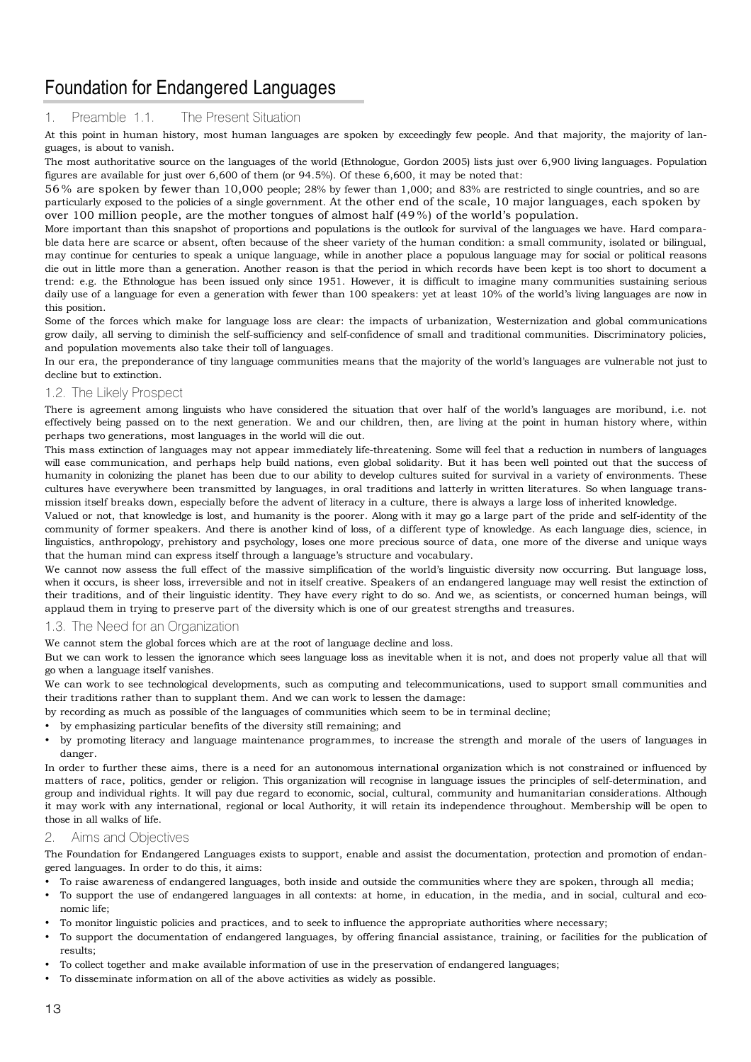# Foundation for Endangered Languages

## 1. Preamble 1.1. The Present Situation

At this point in human history, most human languages are spoken by exceedingly few people. And that majority, the majority of languages, is about to vanish.

The most authoritative source on the languages of the world (Ethnologue, Gordon 2005) lists just over 6,900 living languages. Population figures are available for just over 6,600 of them (or 94.5%). Of these 6,600, it may be noted that:

56% are spoken by fewer than 10,000 people; 28% by fewer than 1,000; and 83% are restricted to single countries, and so are particularly exposed to the policies of a single government. At the other end of the scale, 10 major languages, each spoken by over 100 million people, are the mother tongues of almost half (49%) of the world's population.

More important than this snapshot of proportions and populations is the outlook for survival of the languages we have. Hard comparable data here are scarce or absent, often because of the sheer variety of the human condition: a small community, isolated or bilingual, may continue for centuries to speak a unique language, while in another place a populous language may for social or political reasons die out in little more than a generation. Another reason is that the period in which records have been kept is too short to document a trend: e.g. the Ethnologue has been issued only since 1951. However, it is difficult to imagine many communities sustaining serious daily use of a language for even a generation with fewer than 100 speakers: yet at least 10% of the world's living languages are now in this position.

Some of the forces which make for language loss are clear: the impacts of urbanization, Westernization and global communications grow daily, all serving to diminish the self-sufficiency and self-confidence of small and traditional communities. Discriminatory policies, and population movements also take their toll of languages.

In our era, the preponderance of tiny language communities means that the majority of the world's languages are vulnerable not just to decline but to extinction.

## 1.2. The Likely Prospect

There is agreement among linguists who have considered the situation that over half of the world's languages are moribund, i.e. not effectively being passed on to the next generation. We and our children, then, are living at the point in human history where, within perhaps two generations, most languages in the world will die out.

This mass extinction of languages may not appear immediately life-threatening. Some will feel that a reduction in numbers of languages will ease communication, and perhaps help build nations, even global solidarity. But it has been well pointed out that the success of humanity in colonizing the planet has been due to our ability to develop cultures suited for survival in a variety of environments. These cultures have everywhere been transmitted by languages, in oral traditions and latterly in written literatures. So when language transmission itself breaks down, especially before the advent of literacy in a culture, there is always a large loss of inherited knowledge.

Valued or not, that knowledge is lost, and humanity is the poorer. Along with it may go a large part of the pride and self-identity of the community of former speakers. And there is another kind of loss, of a different type of knowledge. As each language dies, science, in linguistics, anthropology, prehistory and psychology, loses one more precious source of data, one more of the diverse and unique ways that the human mind can express itself through a language's structure and vocabulary.

We cannot now assess the full effect of the massive simplification of the world's linguistic diversity now occurring. But language loss, when it occurs, is sheer loss, irreversible and not in itself creative. Speakers of an endangered language may well resist the extinction of their traditions, and of their linguistic identity. They have every right to do so. And we, as scientists, or concerned human beings, will applaud them in trying to preserve part of the diversity which is one of our greatest strengths and treasures.

## 1.3. The Need for an Organization

We cannot stem the global forces which are at the root of language decline and loss.

But we can work to lessen the ignorance which sees language loss as inevitable when it is not, and does not properly value all that will go when a language itself vanishes.

We can work to see technological developments, such as computing and telecommunications, used to support small communities and their traditions rather than to supplant them. And we can work to lessen the damage:

by recording as much as possible of the languages of communities which seem to be in terminal decline;

- by emphasizing particular benefits of the diversity still remaining; and
- by promoting literacy and language maintenance programmes, to increase the strength and morale of the users of languages in danger.

In order to further these aims, there is a need for an autonomous international organization which is not constrained or influenced by matters of race, politics, gender or religion. This organization will recognise in language issues the principles of self-determination, and group and individual rights. It will pay due regard to economic, social, cultural, community and humanitarian considerations. Although it may work with any international, regional or local Authority, it will retain its independence throughout. Membership will be open to those in all walks of life.

## 2. Aims and Objectives

The Foundation for Endangered Languages exists to support, enable and assist the documentation, protection and promotion of endangered languages. In order to do this, it aims:

- To raise awareness of endangered languages, both inside and outside the communities where they are spoken, through all media;
- To support the use of endangered languages in all contexts: at home, in education, in the media, and in social, cultural and economic life;
- To monitor linguistic policies and practices, and to seek to influence the appropriate authorities where necessary;
- To support the documentation of endangered languages, by offering financial assistance, training, or facilities for the publication of results;
- To collect together and make available information of use in the preservation of endangered languages;
- To disseminate information on all of the above activities as widely as possible.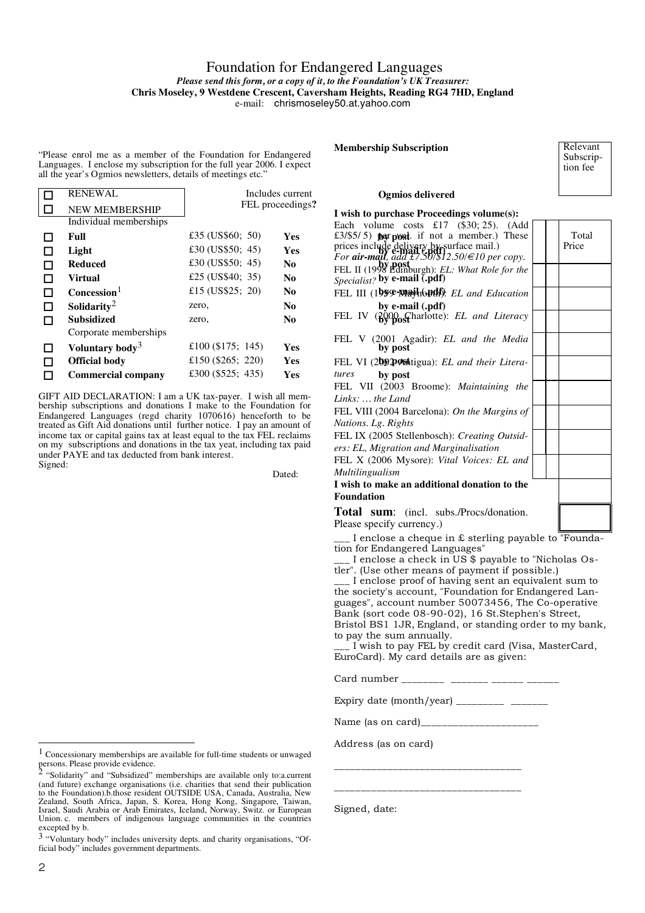# Foundation for Endangered Languages

***Please send this form, or a copy of it, to the Foundation's UK Treasurer:***

**Chris Moseley, 9 Westdene Crescent, Caversham Heights, Reading RG4 7HD, England**

e-mail: chrismoseley50.at.yahoo.com

"Please enrol me as a member of the Foundation for Endangered Languages. I enclose my subscription for the full year 2006. I expect all the year's Ogmios newsletters, details of meetings etc."

| | | | Includes current FEL proceedings? |
|---|---|---|---|
| ☐ | RENEWAL | | |
| ☐ | NEW MEMBERSHIP | | |
| | Individual memberships | | |
| ☐ | **Full** | £35 (US$60; 50) | **Yes** |
| ☐ | **Light** | £30 (US$50; 45) | **Yes** |
| ☐ | **Reduced** | £30 (US$50; 45) | **No** |
| ☐ | **Virtual** | £25 (US$40; 35) | **No** |
| ☐ | **Concession**[1] | £15 (US$25; 20) | **No** |
| ☐ | **Solidarity**[2] | zero, | **No** |
| ☐ | **Subsidized** | zero, | **No** |
| | Corporate memberships | | |
| ☐ | **Voluntary body**[3] | £100 ($175; 145) | **Yes** |
| ☐ | **Official body** | £150 ($265; 220) | **Yes** |
| ☐ | **Commercial company** | £300 ($525; 435) | **Yes** |

GIFT AID DECLARATION: I am a UK tax-payer. I wish all membership subscriptions and donations I make to the Foundation for Endangered Languages (regd charity 1070616) henceforth to be treated as Gift Aid donations until further notice. I pay an amount of income tax or capital gains tax at least equal to the tax FEL reclaims on my subscriptions and donations in the tax yeat, including tax paid under PAYE and tax deducted from bank interest.

Signed:

Dated:

**Membership Subscription** | Relevant Subscription fee

**Ogmios delivered**: by post / by e-mail (.pdf)

**I wish to purchase Proceedings volume(s):**

Each volume costs £17 ($30; 25). (Add £3/$5/ 5) per vol. if not a member.) These prices include delivery by surface mail.) *For **air-mail**, add £7.50/$12.50/€10 per copy.*

| Volume | | | Total Price |
|---|---|---|---|
| FEL II (1998 Edinburgh): *EL: What Role for the Specialist?* | | | |
| FEL III (1999 Maynooth): *EL and Education* | | | |
| FEL IV (2000 Charlotte): *EL and Literacy* | | | |
| FEL V (2001 Agadir): *EL and the Media* | | | |
| FEL VI (2002 Antigua): *EL and their Literatures* | | | |
| FEL VII (2003 Broome): *Maintaining the Links: … the Land* | | | |
| FEL VIII (2004 Barcelona): *On the Margins of Nations. Lg. Rights* | | | |
| FEL IX (2005 Stellenbosch): *Creating Outsiders: EL, Migration and Marginalisation* | | | |
| FEL X (2006 Mysore): *Vital Voices: EL and Multilingualism* | | | |
| **I wish to make an additional donation to the Foundation** | | | |
| **Total sum**: (incl. subs./Procs/donation. Please specify currency.) | | | |

\_\_\_ I enclose a cheque in £ sterling payable to "Foundation for Endangered Languages"

\_\_\_ I enclose a check in US $ payable to "Nicholas Ostler". (Use other means of payment if possible.)

\_\_\_ I enclose proof of having sent an equivalent sum to the society's account, "Foundation for Endangered Languages", account number 50073456, The Co-operative Bank (sort code 08-90-02), 16 St.Stephen's Street, Bristol BS1 1JR, England, or standing order to my bank, to pay the sum annually.

\_\_\_ I wish to pay FEL by credit card (Visa, MasterCard, EuroCard). My card details are as given:

Card number \_\_\_\_\_\_\_\_ \_\_\_\_\_\_\_ \_\_\_\_\_\_ \_\_\_\_\_\_

Expiry date (month/year) \_\_\_\_\_\_\_\_\_ \_\_\_\_\_\_\_

Name (as on card)\_\_\_\_\_\_\_\_\_\_\_\_\_\_\_\_\_\_\_\_\_\_

Address (as on card)

\_\_\_\_\_\_\_\_\_\_\_\_\_\_\_\_\_\_\_\_\_\_\_\_\_\_\_\_\_\_\_\_\_\_

\_\_\_\_\_\_\_\_\_\_\_\_\_\_\_\_\_\_\_\_\_\_\_\_\_\_\_\_\_\_\_\_\_\_

Signed, date:

---

[1] Concessionary memberships are available for full-time students or unwaged persons. Please provide evidence.

[2] "Solidarity" and "Subsidized" memberships are available only to:a.current (and future) exchange organisations (i.e. charities that send their publication to the Foundation).b.those resident OUTSIDE USA, Canada, Australia, New Zealand, South Africa, Japan, S. Korea, Hong Kong, Singapore, Taiwan, Israel, Saudi Arabia or Arab Emirates, Iceland, Norway, Switz. or European Union. c. members of indigenous language communities in the countries excepted by b.

[3] "Voluntary body" includes university depts. and charity organisations, "Official body" includes government departments.